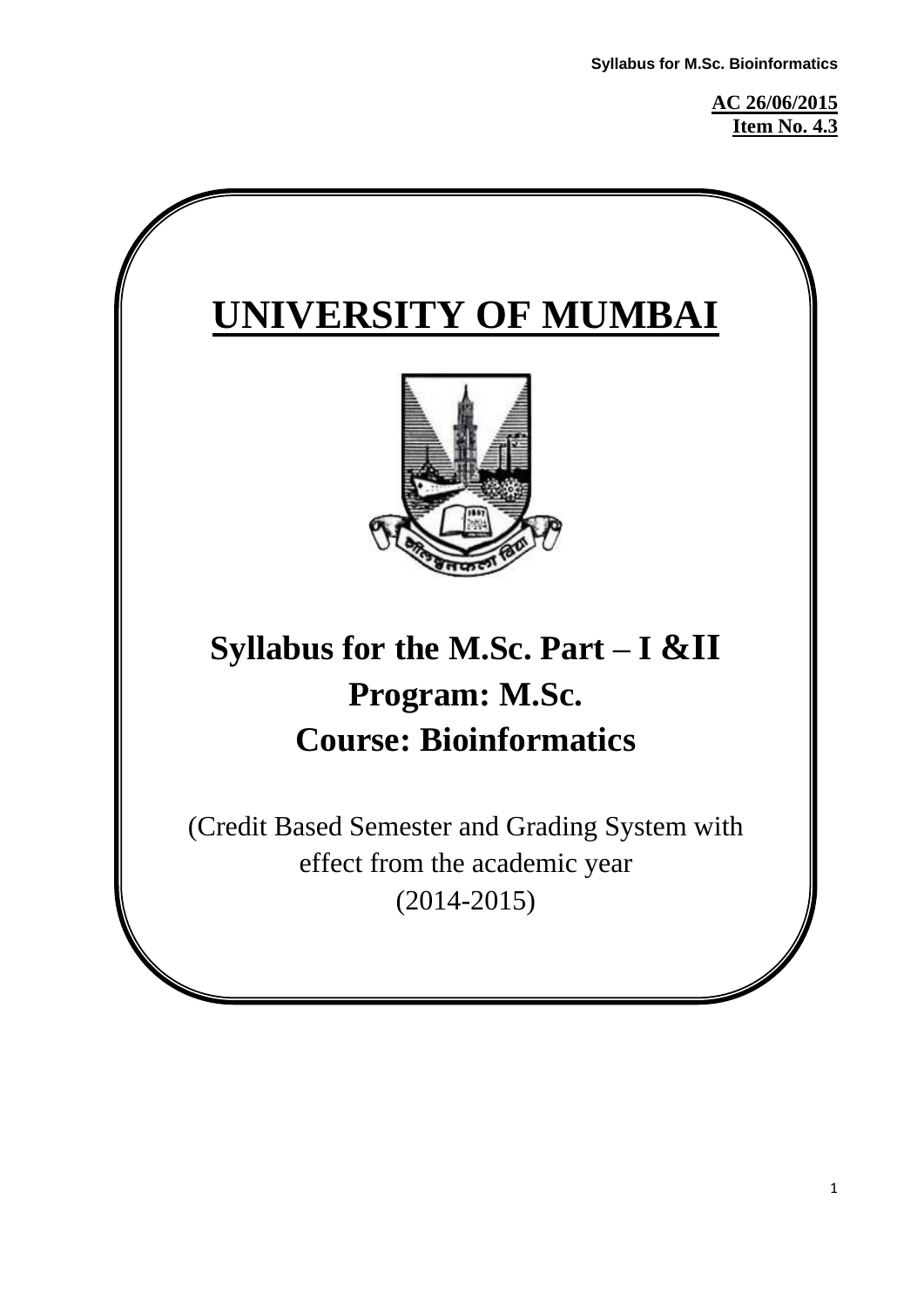**AC 26/06/2015**
**Item No. 4.3**

# UNIVERSITY OF MUMBAI

## Syllabus for the M.Sc. Part – I &II
## Program: M.Sc.
## Course: Bioinformatics

(Credit Based Semester and Grading System with effect from the academic year (2014-2015)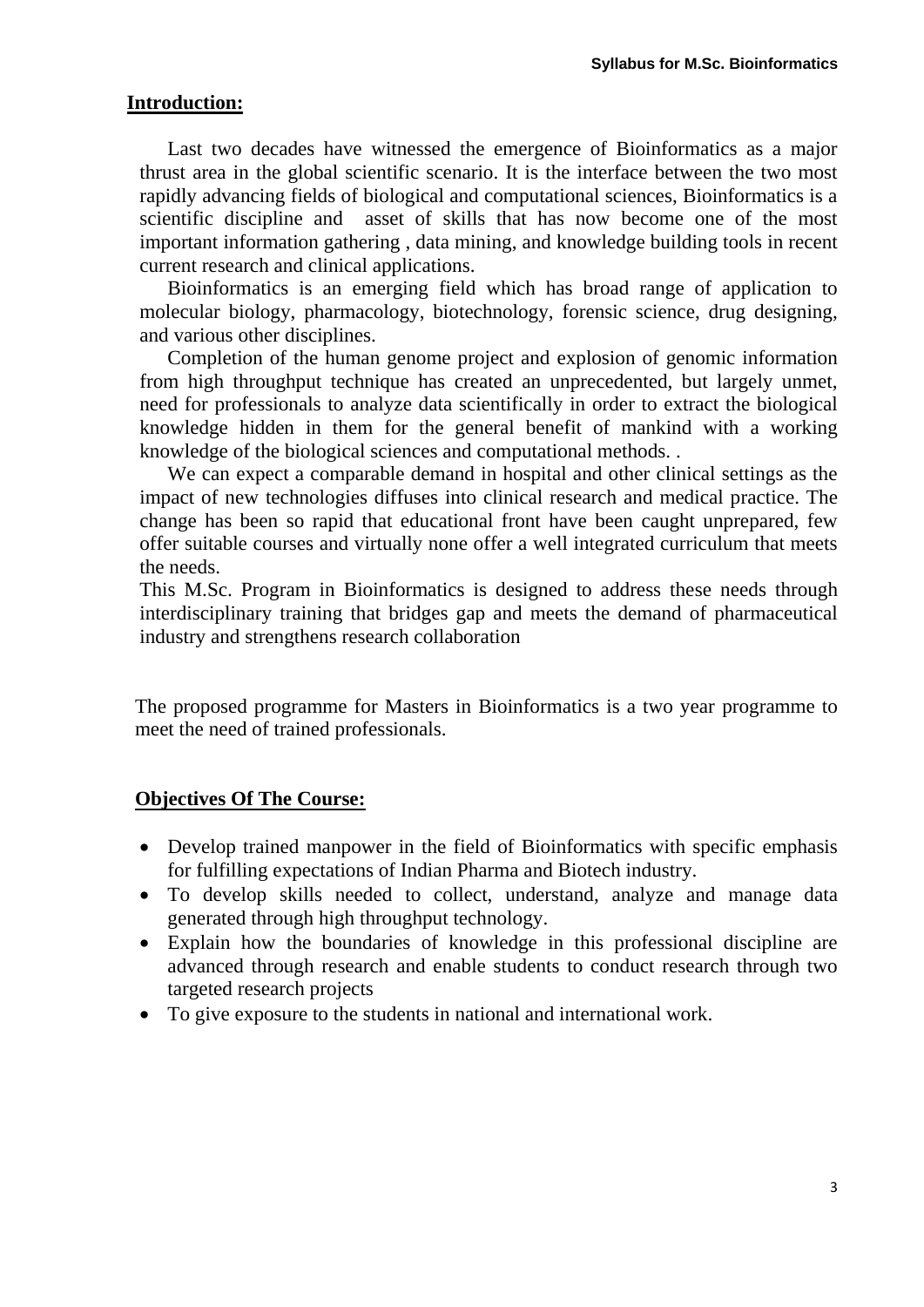## Introduction:

Last two decades have witnessed the emergence of Bioinformatics as a major thrust area in the global scientific scenario. It is the interface between the two most rapidly advancing fields of biological and computational sciences, Bioinformatics is a scientific discipline and asset of skills that has now become one of the most important information gathering , data mining, and knowledge building tools in recent current research and clinical applications.

Bioinformatics is an emerging field which has broad range of application to molecular biology, pharmacology, biotechnology, forensic science, drug designing, and various other disciplines.

Completion of the human genome project and explosion of genomic information from high throughput technique has created an unprecedented, but largely unmet, need for professionals to analyze data scientifically in order to extract the biological knowledge hidden in them for the general benefit of mankind with a working knowledge of the biological sciences and computational methods. .

We can expect a comparable demand in hospital and other clinical settings as the impact of new technologies diffuses into clinical research and medical practice. The change has been so rapid that educational front have been caught unprepared, few offer suitable courses and virtually none offer a well integrated curriculum that meets the needs.

This M.Sc. Program in Bioinformatics is designed to address these needs through interdisciplinary training that bridges gap and meets the demand of pharmaceutical industry and strengthens research collaboration

The proposed programme for Masters in Bioinformatics is a two year programme to meet the need of trained professionals.

## Objectives Of The Course:

- Develop trained manpower in the field of Bioinformatics with specific emphasis for fulfilling expectations of Indian Pharma and Biotech industry.
- To develop skills needed to collect, understand, analyze and manage data generated through high throughput technology.
- Explain how the boundaries of knowledge in this professional discipline are advanced through research and enable students to conduct research through two targeted research projects
- To give exposure to the students in national and international work.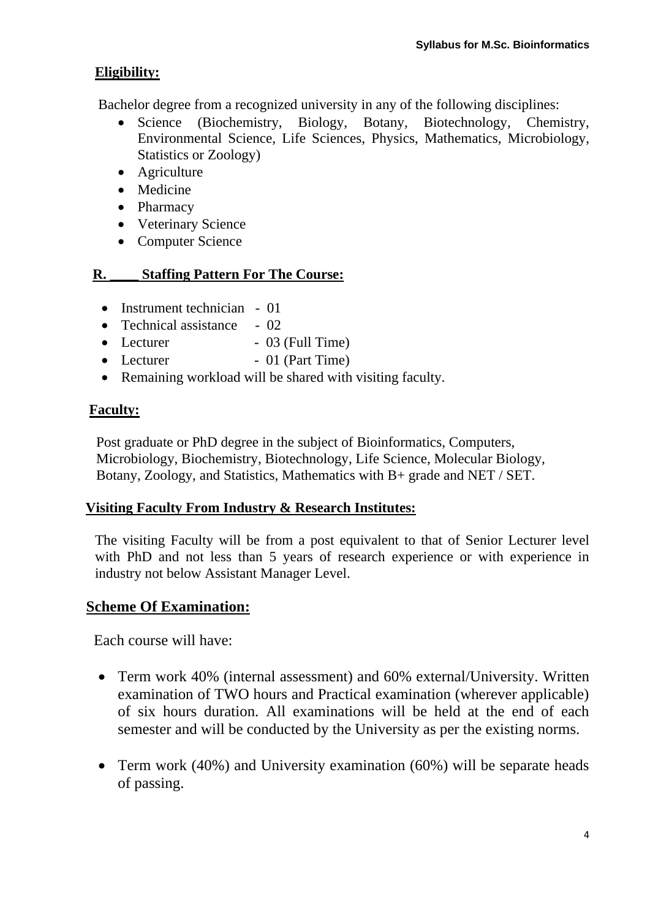## Eligibility:

Bachelor degree from a recognized university in any of the following disciplines:

- Science (Biochemistry, Biology, Botany, Biotechnology, Chemistry, Environmental Science, Life Sciences, Physics, Mathematics, Microbiology, Statistics or Zoology)
- Agriculture
- Medicine
- Pharmacy
- Veterinary Science
- Computer Science

## R. ____ Staffing Pattern For The Course:

- Instrument technician - 01
- Technical assistance - 02
- Lecturer - 03 (Full Time)
- Lecturer - 01 (Part Time)
- Remaining workload will be shared with visiting faculty.

## Faculty:

Post graduate or PhD degree in the subject of Bioinformatics, Computers, Microbiology, Biochemistry, Biotechnology, Life Science, Molecular Biology, Botany, Zoology, and Statistics, Mathematics with B+ grade and NET / SET.

## Visiting Faculty From Industry & Research Institutes:

The visiting Faculty will be from a post equivalent to that of Senior Lecturer level with PhD and not less than 5 years of research experience or with experience in industry not below Assistant Manager Level.

## Scheme Of Examination:

Each course will have:

- Term work 40% (internal assessment) and 60% external/University. Written examination of TWO hours and Practical examination (wherever applicable) of six hours duration. All examinations will be held at the end of each semester and will be conducted by the University as per the existing norms.

- Term work (40%) and University examination (60%) will be separate heads of passing.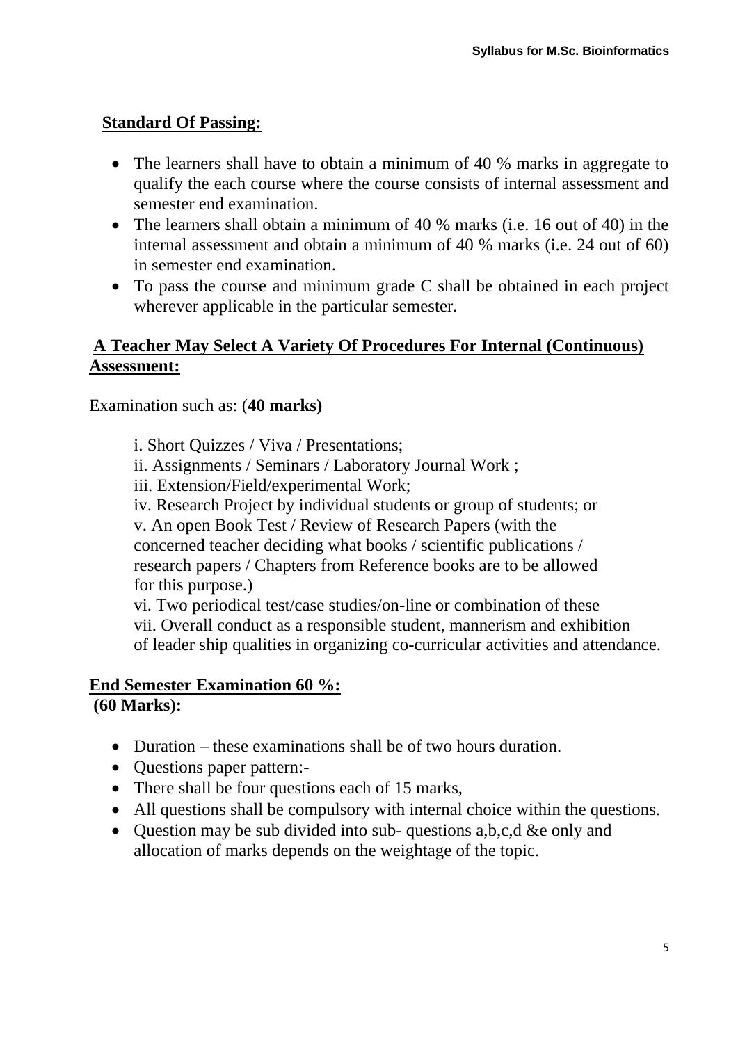## Standard Of Passing:

- The learners shall have to obtain a minimum of 40 % marks in aggregate to qualify the each course where the course consists of internal assessment and semester end examination.
- The learners shall obtain a minimum of 40 % marks (i.e. 16 out of 40) in the internal assessment and obtain a minimum of 40 % marks (i.e. 24 out of 60) in semester end examination.
- To pass the course and minimum grade C shall be obtained in each project wherever applicable in the particular semester.

## A Teacher May Select A Variety Of Procedures For Internal (Continuous) Assessment:

Examination such as: (**40 marks)**

i. Short Quizzes / Viva / Presentations;
ii. Assignments / Seminars / Laboratory Journal Work ;
iii. Extension/Field/experimental Work;
iv. Research Project by individual students or group of students; or
v. An open Book Test / Review of Research Papers (with the concerned teacher deciding what books / scientific publications / research papers / Chapters from Reference books are to be allowed for this purpose.)
vi. Two periodical test/case studies/on-line or combination of these
vii. Overall conduct as a responsible student, mannerism and exhibition of leader ship qualities in organizing co-curricular activities and attendance.

## End Semester Examination 60 %:

**(60 Marks):**

- Duration – these examinations shall be of two hours duration.
- Questions paper pattern:-
- There shall be four questions each of 15 marks,
- All questions shall be compulsory with internal choice within the questions.
- Question may be sub divided into sub- questions a,b,c,d &e only and allocation of marks depends on the weightage of the topic.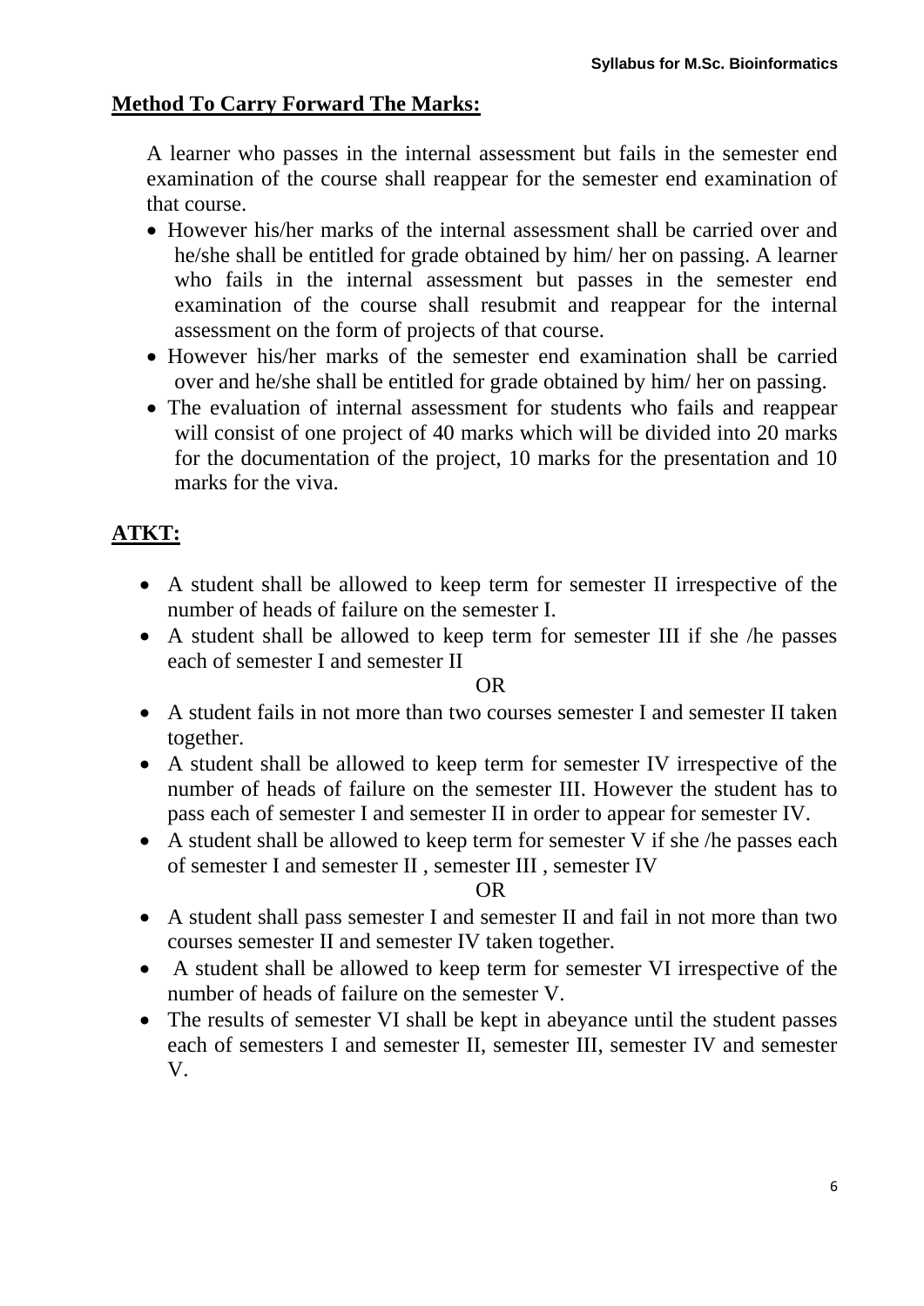## Method To Carry Forward The Marks:

A learner who passes in the internal assessment but fails in the semester end examination of the course shall reappear for the semester end examination of that course.

- However his/her marks of the internal assessment shall be carried over and he/she shall be entitled for grade obtained by him/ her on passing. A learner who fails in the internal assessment but passes in the semester end examination of the course shall resubmit and reappear for the internal assessment on the form of projects of that course.
- However his/her marks of the semester end examination shall be carried over and he/she shall be entitled for grade obtained by him/ her on passing.
- The evaluation of internal assessment for students who fails and reappear will consist of one project of 40 marks which will be divided into 20 marks for the documentation of the project, 10 marks for the presentation and 10 marks for the viva.

## ATKT:

- A student shall be allowed to keep term for semester II irrespective of the number of heads of failure on the semester I.
- A student shall be allowed to keep term for semester III if she /he passes each of semester I and semester II

OR

- A student fails in not more than two courses semester I and semester II taken together.
- A student shall be allowed to keep term for semester IV irrespective of the number of heads of failure on the semester III. However the student has to pass each of semester I and semester II in order to appear for semester IV.
- A student shall be allowed to keep term for semester V if she /he passes each of semester I and semester II , semester III , semester IV

OR

- A student shall pass semester I and semester II and fail in not more than two courses semester II and semester IV taken together.
- A student shall be allowed to keep term for semester VI irrespective of the number of heads of failure on the semester V.
- The results of semester VI shall be kept in abeyance until the student passes each of semesters I and semester II, semester III, semester IV and semester V.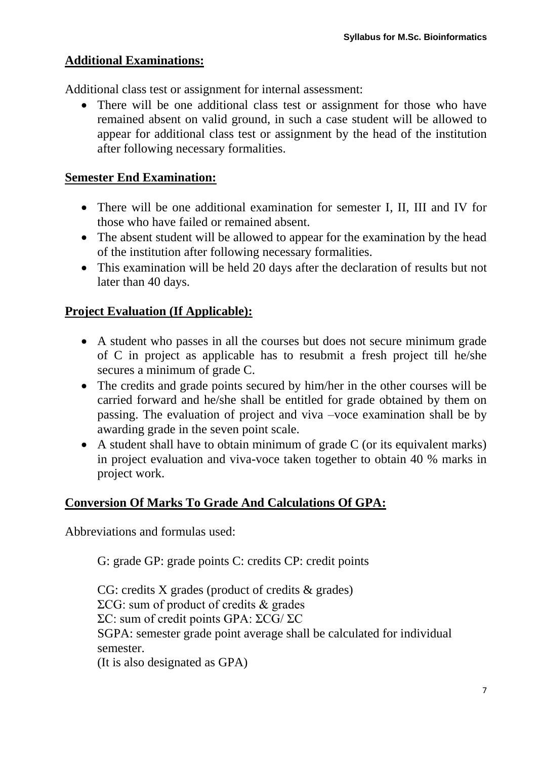## Additional Examinations:

Additional class test or assignment for internal assessment:

- There will be one additional class test or assignment for those who have remained absent on valid ground, in such a case student will be allowed to appear for additional class test or assignment by the head of the institution after following necessary formalities.

## Semester End Examination:

- There will be one additional examination for semester I, II, III and IV for those who have failed or remained absent.
- The absent student will be allowed to appear for the examination by the head of the institution after following necessary formalities.
- This examination will be held 20 days after the declaration of results but not later than 40 days.

## Project Evaluation (If Applicable):

- A student who passes in all the courses but does not secure minimum grade of C in project as applicable has to resubmit a fresh project till he/she secures a minimum of grade C.
- The credits and grade points secured by him/her in the other courses will be carried forward and he/she shall be entitled for grade obtained by them on passing. The evaluation of project and viva –voce examination shall be by awarding grade in the seven point scale.
- A student shall have to obtain minimum of grade C (or its equivalent marks) in project evaluation and viva-voce taken together to obtain 40 % marks in project work.

## Conversion Of Marks To Grade And Calculations Of GPA:

Abbreviations and formulas used:

G: grade GP: grade points C: credits CP: credit points

CG: credits X grades (product of credits & grades)
ΣCG: sum of product of credits & grades
ΣC: sum of credit points GPA: ΣCG/ ΣC
SGPA: semester grade point average shall be calculated for individual semester.
(It is also designated as GPA)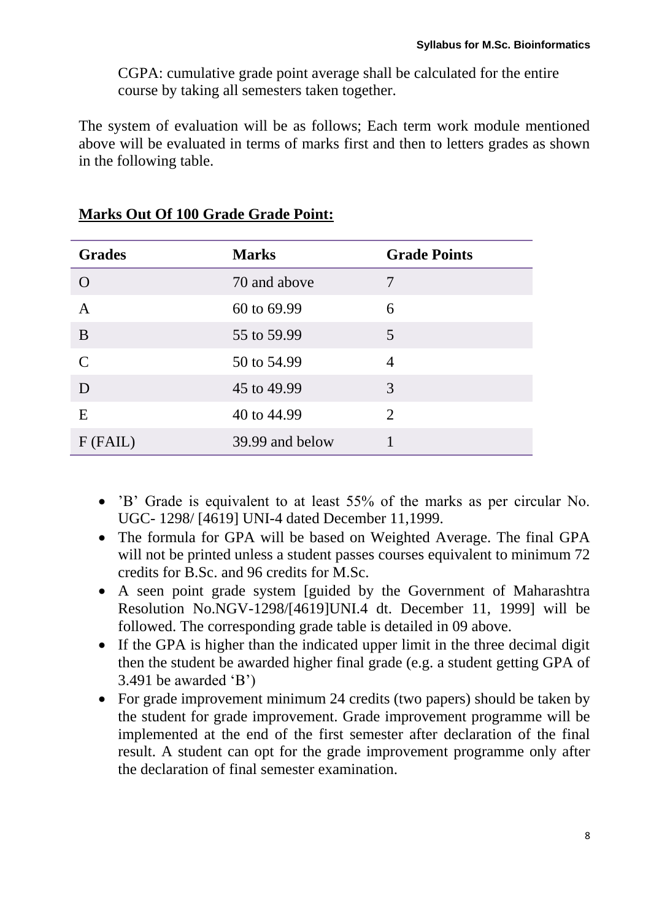CGPA: cumulative grade point average shall be calculated for the entire course by taking all semesters taken together.

The system of evaluation will be as follows; Each term work module mentioned above will be evaluated in terms of marks first and then to letters grades as shown in the following table.

**Marks Out Of 100 Grade Grade Point:**

| Grades | Marks | Grade Points |
|---|---|---|
| O | 70 and above | 7 |
| A | 60 to 69.99 | 6 |
| B | 55 to 59.99 | 5 |
| C | 50 to 54.99 | 4 |
| D | 45 to 49.99 | 3 |
| E | 40 to 44.99 | 2 |
| F (FAIL) | 39.99 and below | 1 |

- 'B' Grade is equivalent to at least 55% of the marks as per circular No. UGC- 1298/ [4619] UNI-4 dated December 11,1999.
- The formula for GPA will be based on Weighted Average. The final GPA will not be printed unless a student passes courses equivalent to minimum 72 credits for B.Sc. and 96 credits for M.Sc.
- A seen point grade system [guided by the Government of Maharashtra Resolution No.NGV-1298/[4619]UNI.4 dt. December 11, 1999] will be followed. The corresponding grade table is detailed in 09 above.
- If the GPA is higher than the indicated upper limit in the three decimal digit then the student be awarded higher final grade (e.g. a student getting GPA of 3.491 be awarded 'B')
- For grade improvement minimum 24 credits (two papers) should be taken by the student for grade improvement. Grade improvement programme will be implemented at the end of the first semester after declaration of the final result. A student can opt for the grade improvement programme only after the declaration of final semester examination.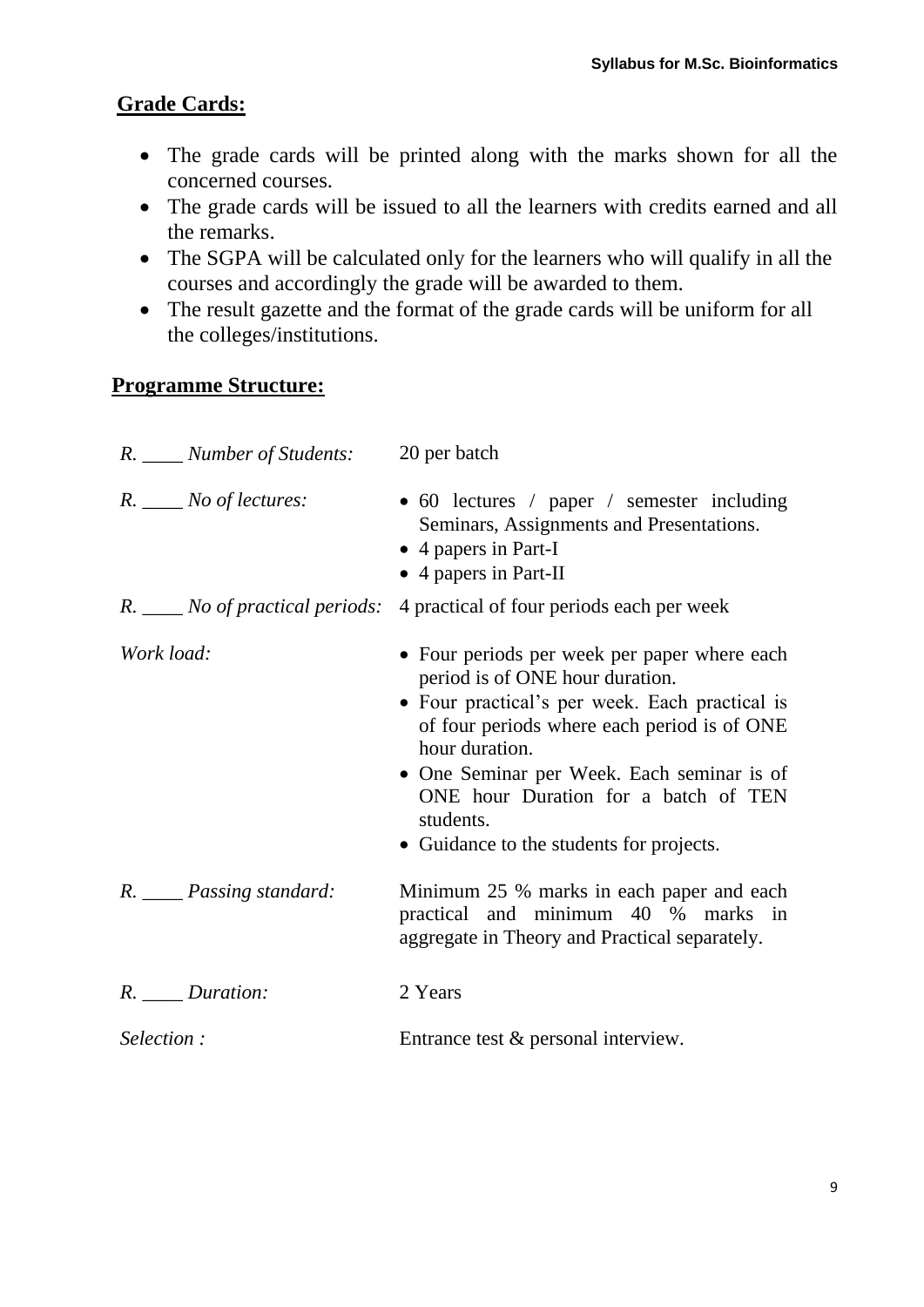## Grade Cards:

- The grade cards will be printed along with the marks shown for all the concerned courses.
- The grade cards will be issued to all the learners with credits earned and all the remarks.
- The SGPA will be calculated only for the learners who will qualify in all the courses and accordingly the grade will be awarded to them.
- The result gazette and the format of the grade cards will be uniform for all the colleges/institutions.

## Programme Structure:

*R. ____ Number of Students:* 20 per batch

*R. ____ No of lectures:*

- 60 lectures / paper / semester including Seminars, Assignments and Presentations.
- 4 papers in Part-I
- 4 papers in Part-II

*R. ____ No of practical periods:* 4 practical of four periods each per week

*Work load:*

- Four periods per week per paper where each period is of ONE hour duration.
- Four practical's per week. Each practical is of four periods where each period is of ONE hour duration.
- One Seminar per Week. Each seminar is of ONE hour Duration for a batch of TEN students.
- Guidance to the students for projects.

*R. ____ Passing standard:* Minimum 25 % marks in each paper and each practical and minimum 40 % marks in aggregate in Theory and Practical separately.

*R. ____ Duration:* 2 Years

*Selection :* Entrance test & personal interview.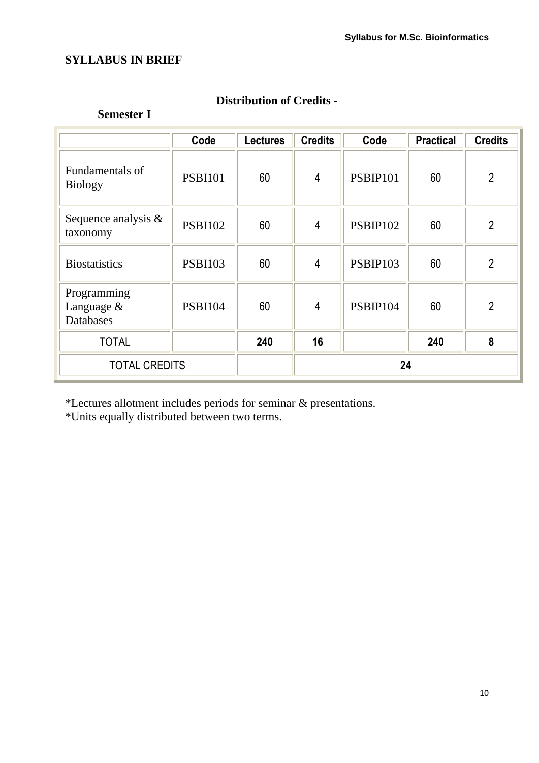## SYLLABUS IN BRIEF

**Distribution of Credits -**

**Semester I**

| | Code | Lectures | Credits | Code | Practical | Credits |
|---|---|---|---|---|---|---|
| Fundamentals of Biology | PSBI101 | 60 | 4 | PSBIP101 | 60 | 2 |
| Sequence analysis & taxonomy | PSBI102 | 60 | 4 | PSBIP102 | 60 | 2 |
| Biostatistics | PSBI103 | 60 | 4 | PSBIP103 | 60 | 2 |
| Programming Language & Databases | PSBI104 | 60 | 4 | PSBIP104 | 60 | 2 |
| TOTAL | | **240** | **16** | | **240** | **8** |
| TOTAL CREDITS | | | **24** | | | |

*Lectures allotment includes periods for seminar & presentations.
*Units equally distributed between two terms.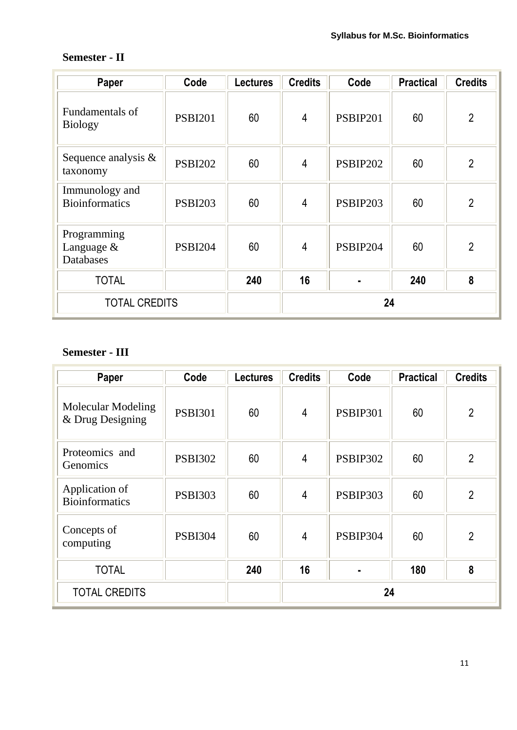**Semester - II**

| Paper | Code | Lectures | Credits | Code | Practical | Credits |
|---|---|---|---|---|---|---|
| Fundamentals of Biology | PSBI201 | 60 | 4 | PSBIP201 | 60 | 2 |
| Sequence analysis & taxonomy | PSBI202 | 60 | 4 | PSBIP202 | 60 | 2 |
| Immunology and Bioinformatics | PSBI203 | 60 | 4 | PSBIP203 | 60 | 2 |
| Programming Language & Databases | PSBI204 | 60 | 4 | PSBIP204 | 60 | 2 |
| TOTAL | | **240** | **16** | **-** | **240** | **8** |
| TOTAL CREDITS | | | **24** | | | |

**Semester - III**

| Paper | Code | Lectures | Credits | Code | Practical | Credits |
|---|---|---|---|---|---|---|
| Molecular Modeling & Drug Designing | PSBI301 | 60 | 4 | PSBIP301 | 60 | 2 |
| Proteomics and Genomics | PSBI302 | 60 | 4 | PSBIP302 | 60 | 2 |
| Application of Bioinformatics | PSBI303 | 60 | 4 | PSBIP303 | 60 | 2 |
| Concepts of computing | PSBI304 | 60 | 4 | PSBIP304 | 60 | 2 |
| TOTAL | | **240** | **16** | **-** | **180** | **8** |
| TOTAL CREDITS | | | **24** | | | |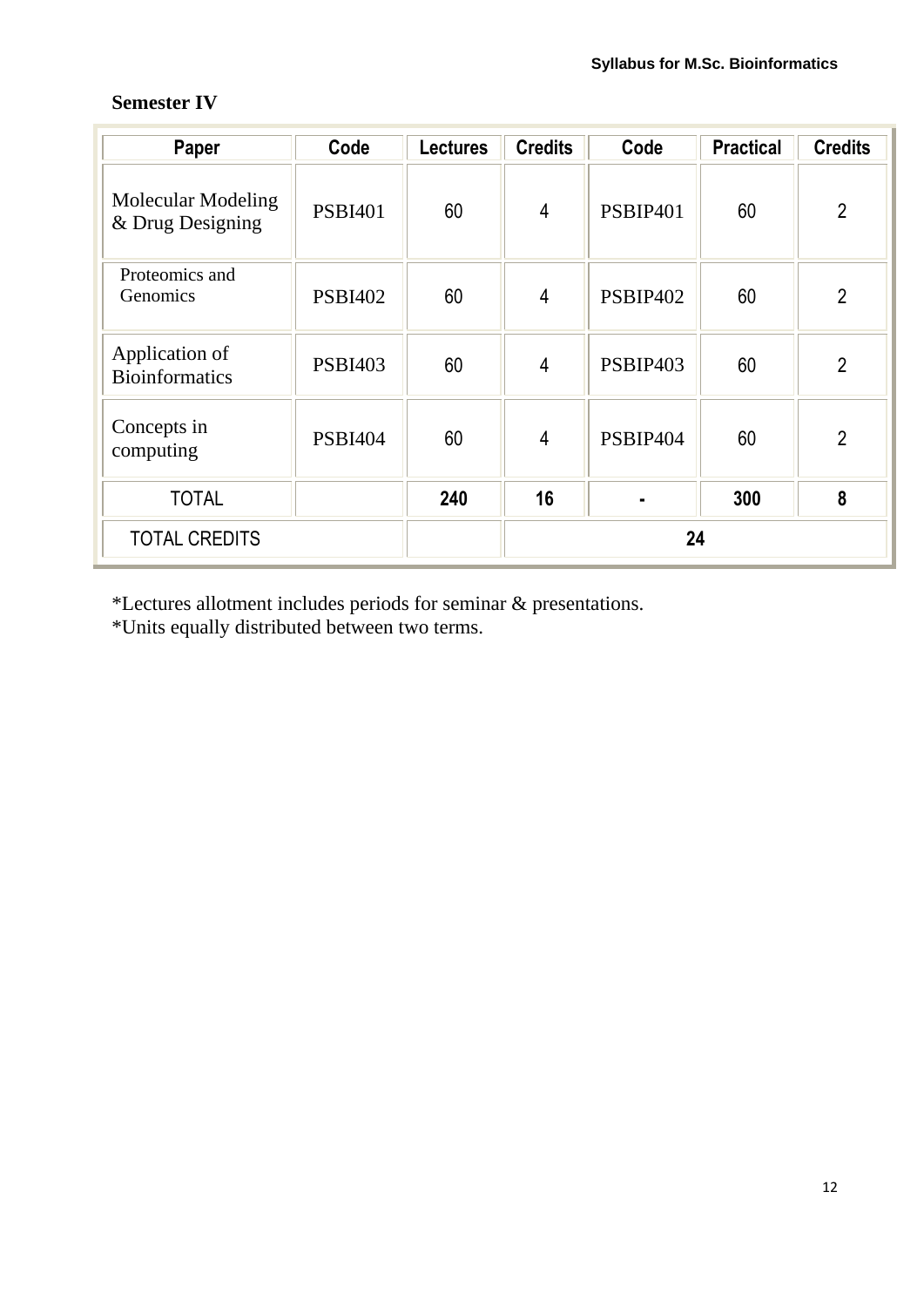**Semester IV**

| Paper | Code | Lectures | Credits | Code | Practical | Credits |
|---|---|---|---|---|---|---|
| Molecular Modeling & Drug Designing | PSBI401 | 60 | 4 | PSBIP401 | 60 | 2 |
| Proteomics and Genomics | PSBI402 | 60 | 4 | PSBIP402 | 60 | 2 |
| Application of Bioinformatics | PSBI403 | 60 | 4 | PSBIP403 | 60 | 2 |
| Concepts in computing | PSBI404 | 60 | 4 | PSBIP404 | 60 | 2 |
| TOTAL | | **240** | **16** | **-** | **300** | **8** |
| TOTAL CREDITS | | | **24** | | | |

*Lectures allotment includes periods for seminar & presentations.
*Units equally distributed between two terms.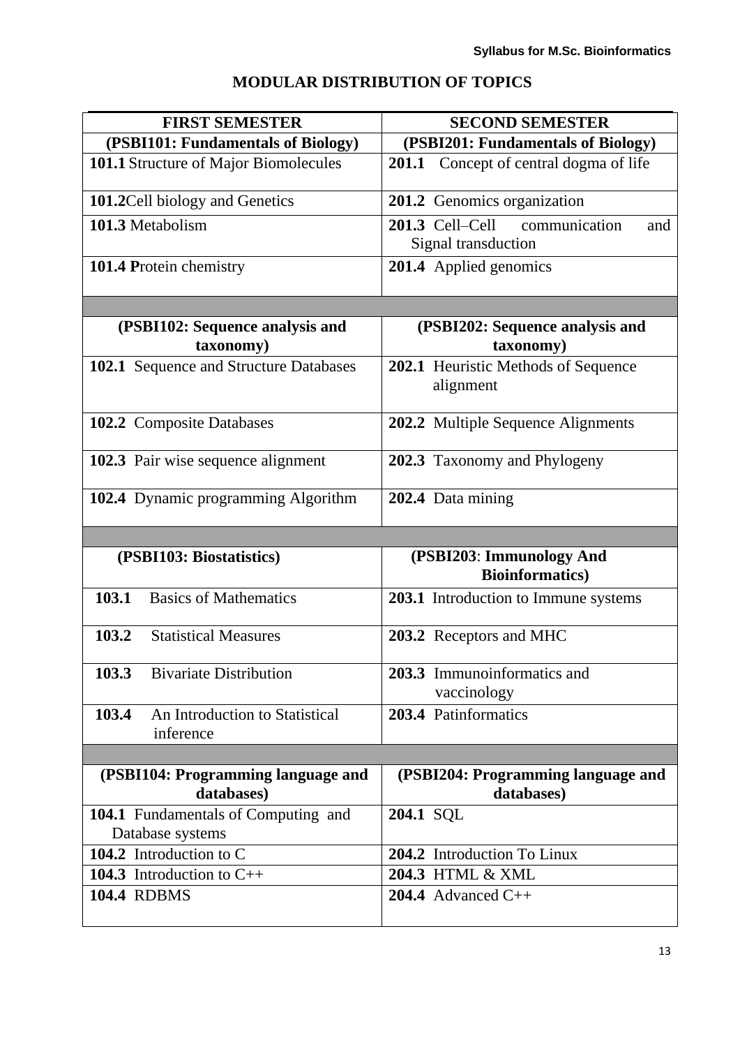## MODULAR DISTRIBUTION OF TOPICS

| FIRST SEMESTER | SECOND SEMESTER |
|---|---|
| **(PSBI101: Fundamentals of Biology)** | **(PSBI201: Fundamentals of Biology)** |
| **101.1** Structure of Major Biomolecules | **201.1** Concept of central dogma of life |
| **101.2**Cell biology and Genetics | **201.2** Genomics organization |
| **101.3** Metabolism | **201.3** Cell–Cell communication and Signal transduction |
| **101.4 P**rotein chemistry | **201.4** Applied genomics |
| | |
| **(PSBI102: Sequence analysis and taxonomy)** | **(PSBI202: Sequence analysis and taxonomy)** |
| **102.1** Sequence and Structure Databases | **202.1** Heuristic Methods of Sequence alignment |
| **102.2** Composite Databases | **202.2** Multiple Sequence Alignments |
| **102.3** Pair wise sequence alignment | **202.3** Taxonomy and Phylogeny |
| **102.4** Dynamic programming Algorithm | **202.4** Data mining |
| | |
| **(PSBI103: Biostatistics)** | **(PSBI203**: **Immunology And Bioinformatics)** |
| **103.1** Basics of Mathematics | **203.1** Introduction to Immune systems |
| **103.2** Statistical Measures | **203.2** Receptors and MHC |
| **103.3** Bivariate Distribution | **203.3** Immunoinformatics and vaccinology |
| **103.4** An Introduction to Statistical inference | **203.4** Patinformatics |
| | |
| **(PSBI104: Programming language and databases)** | **(PSBI204: Programming language and databases)** |
| **104.1** Fundamentals of Computing and Database systems | **204.1** SQL |
| **104.2** Introduction to C | **204.2** Introduction To Linux |
| **104.3** Introduction to C++ | **204.3** HTML & XML |
| **104.4** RDBMS | **204.4** Advanced C++ |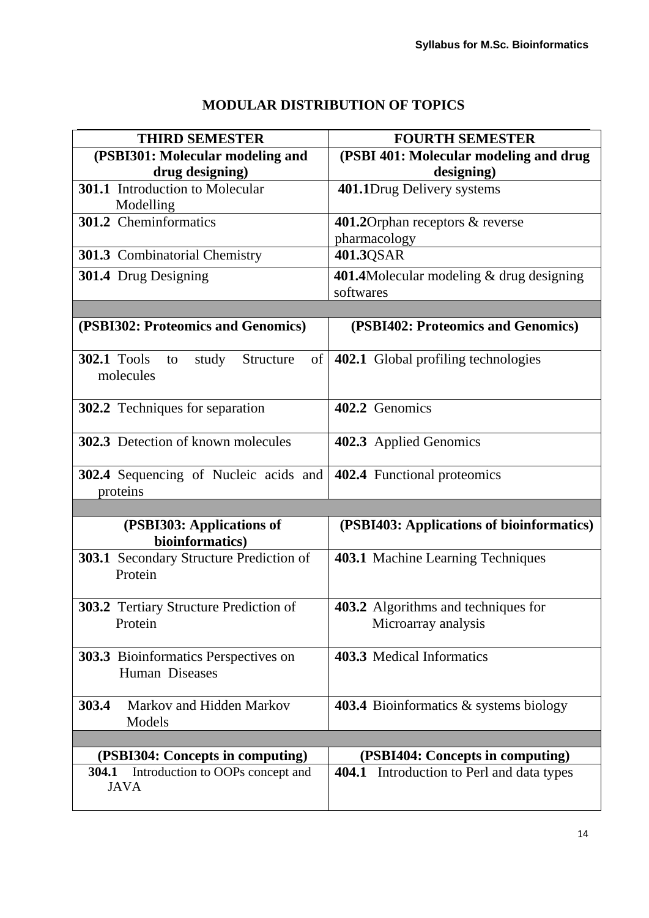## MODULAR DISTRIBUTION OF TOPICS

| THIRD SEMESTER | FOURTH SEMESTER |
|---|---|
| **(PSBI301: Molecular modeling and drug designing)** | **(PSBI 401: Molecular modeling and drug designing)** |
| **301.1** Introduction to Molecular Modelling | **401.1**Drug Delivery systems |
| **301.2** Cheminformatics | **401.2**Orphan receptors & reverse pharmacology |
| **301.3** Combinatorial Chemistry | **401.3**QSAR |
| **301.4** Drug Designing | **401.4**Molecular modeling & drug designing softwares |
| | |
| **(PSBI302: Proteomics and Genomics)** | **(PSBI402: Proteomics and Genomics)** |
| **302.1** Tools to study Structure of molecules | **402.1** Global profiling technologies |
| **302.2** Techniques for separation | **402.2** Genomics |
| **302.3** Detection of known molecules | **402.3** Applied Genomics |
| **302.4** Sequencing of Nucleic acids and proteins | **402.4** Functional proteomics |
| | |
| **(PSBI303: Applications of bioinformatics)** | **(PSBI403: Applications of bioinformatics)** |
| **303.1** Secondary Structure Prediction of Protein | **403.1** Machine Learning Techniques |
| **303.2** Tertiary Structure Prediction of Protein | **403.2** Algorithms and techniques for Microarray analysis |
| **303.3** Bioinformatics Perspectives on Human Diseases | **403.3** Medical Informatics |
| **303.4** Markov and Hidden Markov Models | **403.4** Bioinformatics & systems biology |
| | |
| **(PSBI304: Concepts in computing)** | **(PSBI404: Concepts in computing)** |
| **304.1** Introduction to OOPs concept and JAVA | **404.1** Introduction to Perl and data types |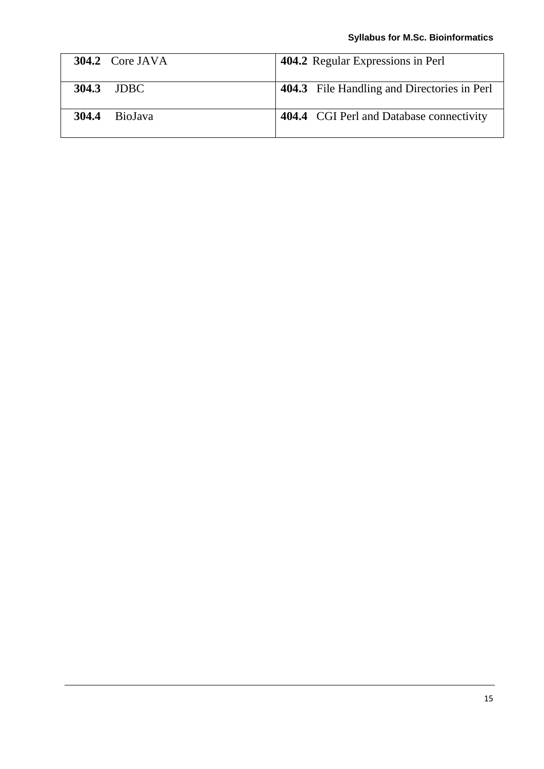| | |
|---|---|
| **304.2** Core JAVA | **404.2** Regular Expressions in Perl |
| **304.3** JDBC | **404.3** File Handling and Directories in Perl |
| **304.4** BioJava | **404.4** CGI Perl and Database connectivity |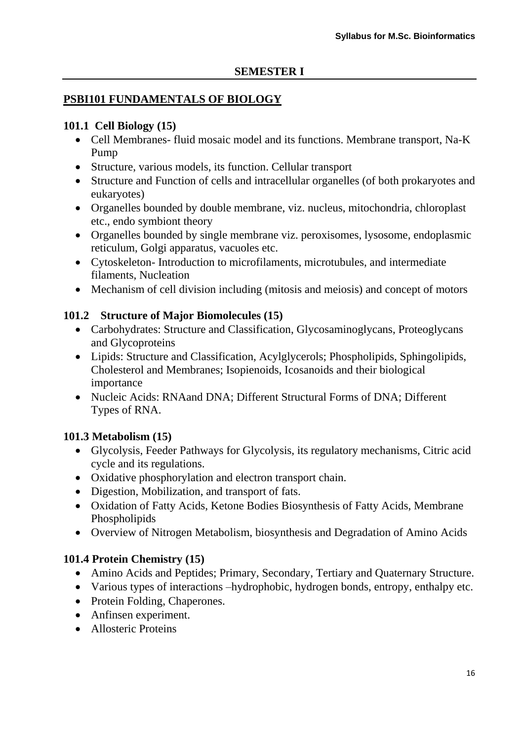## SEMESTER I

### PSBI101 FUNDAMENTALS OF BIOLOGY

#### 101.1 Cell Biology (15)

- Cell Membranes- fluid mosaic model and its functions. Membrane transport, Na-K Pump
- Structure, various models, its function. Cellular transport
- Structure and Function of cells and intracellular organelles (of both prokaryotes and eukaryotes)
- Organelles bounded by double membrane, viz. nucleus, mitochondria, chloroplast etc., endo symbiont theory
- Organelles bounded by single membrane viz. peroxisomes, lysosome, endoplasmic reticulum, Golgi apparatus, vacuoles etc.
- Cytoskeleton- Introduction to microfilaments, microtubules, and intermediate filaments, Nucleation
- Mechanism of cell division including (mitosis and meiosis) and concept of motors

#### 101.2 Structure of Major Biomolecules (15)

- Carbohydrates: Structure and Classification, Glycosaminoglycans, Proteoglycans and Glycoproteins
- Lipids: Structure and Classification, Acylglycerols; Phospholipids, Sphingolipids, Cholesterol and Membranes; Isopienoids, Icosanoids and their biological importance
- Nucleic Acids: RNAand DNA; Different Structural Forms of DNA; Different Types of RNA.

#### 101.3 Metabolism (15)

- Glycolysis, Feeder Pathways for Glycolysis, its regulatory mechanisms, Citric acid cycle and its regulations.
- Oxidative phosphorylation and electron transport chain.
- Digestion, Mobilization, and transport of fats.
- Oxidation of Fatty Acids, Ketone Bodies Biosynthesis of Fatty Acids, Membrane Phospholipids
- Overview of Nitrogen Metabolism, biosynthesis and Degradation of Amino Acids

#### 101.4 Protein Chemistry (15)

- Amino Acids and Peptides; Primary, Secondary, Tertiary and Quaternary Structure.
- Various types of interactions –hydrophobic, hydrogen bonds, entropy, enthalpy etc.
- Protein Folding, Chaperones.
- Anfinsen experiment.
- Allosteric Proteins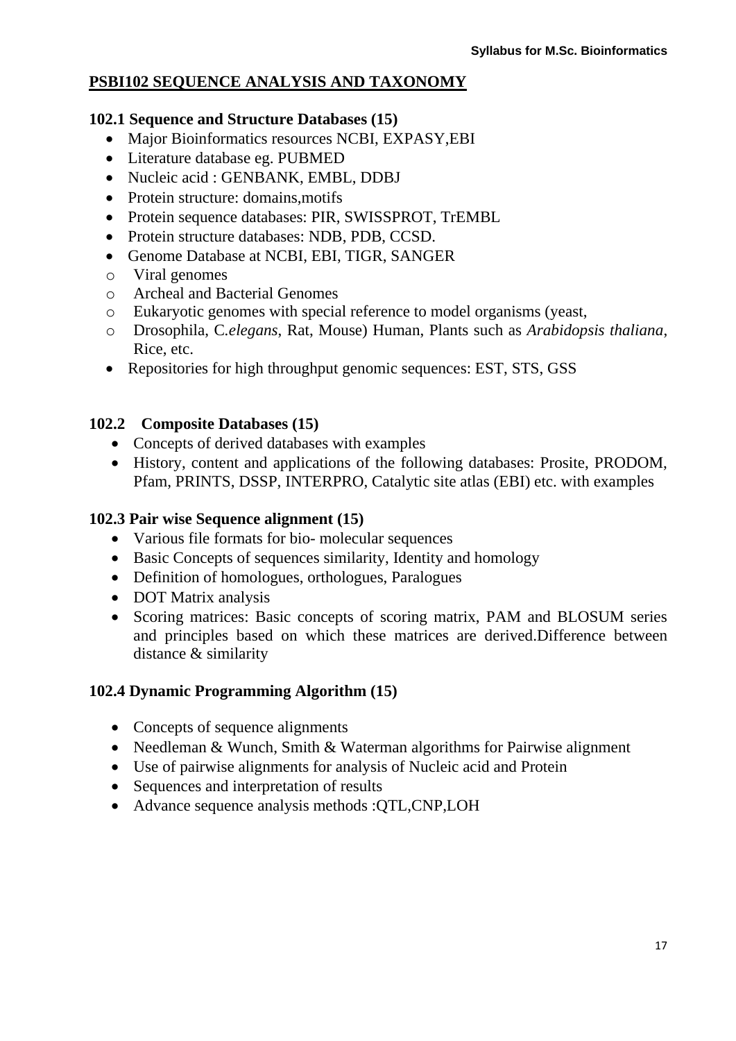## PSBI102 SEQUENCE ANALYSIS AND TAXONOMY

### 102.1 Sequence and Structure Databases (15)

- Major Bioinformatics resources NCBI, EXPASY,EBI
- Literature database eg. PUBMED
- Nucleic acid : GENBANK, EMBL, DDBJ
- Protein structure: domains,motifs
- Protein sequence databases: PIR, SWISSPROT, TrEMBL
- Protein structure databases: NDB, PDB, CCSD.
- Genome Database at NCBI, EBI, TIGR, SANGER
  - Viral genomes
  - Archeal and Bacterial Genomes
  - Eukaryotic genomes with special reference to model organisms (yeast,
  - Drosophila, C.*elegans*, Rat, Mouse) Human, Plants such as *Arabidopsis thaliana*, Rice, etc.
- Repositories for high throughput genomic sequences: EST, STS, GSS

### 102.2 Composite Databases (15)

- Concepts of derived databases with examples
- History, content and applications of the following databases: Prosite, PRODOM, Pfam, PRINTS, DSSP, INTERPRO, Catalytic site atlas (EBI) etc. with examples

### 102.3 Pair wise Sequence alignment (15)

- Various file formats for bio- molecular sequences
- Basic Concepts of sequences similarity, Identity and homology
- Definition of homologues, orthologues, Paralogues
- DOT Matrix analysis
- Scoring matrices: Basic concepts of scoring matrix, PAM and BLOSUM series and principles based on which these matrices are derived.Difference between distance & similarity

### 102.4 Dynamic Programming Algorithm (15)

- Concepts of sequence alignments
- Needleman & Wunch, Smith & Waterman algorithms for Pairwise alignment
- Use of pairwise alignments for analysis of Nucleic acid and Protein
- Sequences and interpretation of results
- Advance sequence analysis methods :QTL,CNP,LOH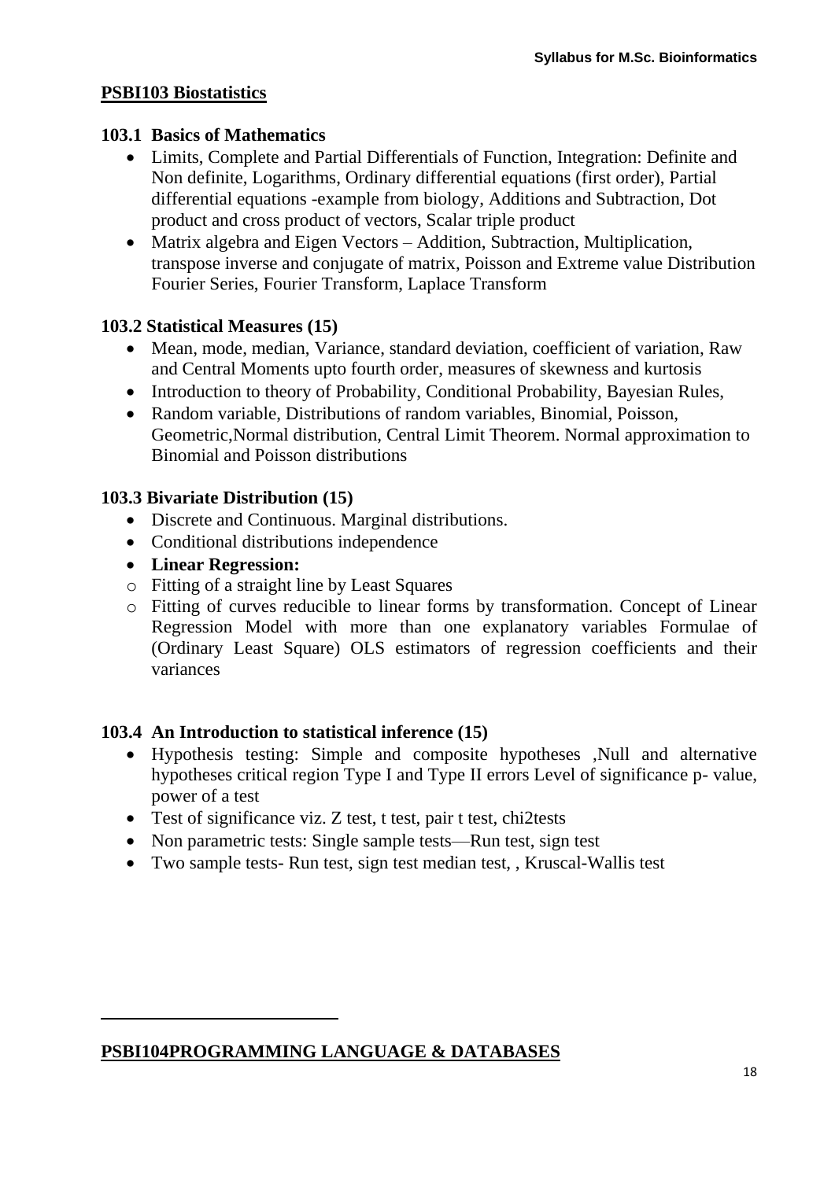## PSBI103 Biostatistics

### 103.1 Basics of Mathematics

- Limits, Complete and Partial Differentials of Function, Integration: Definite and Non definite, Logarithms, Ordinary differential equations (first order), Partial differential equations -example from biology, Additions and Subtraction, Dot product and cross product of vectors, Scalar triple product
- Matrix algebra and Eigen Vectors – Addition, Subtraction, Multiplication, transpose inverse and conjugate of matrix, Poisson and Extreme value Distribution Fourier Series, Fourier Transform, Laplace Transform

### 103.2 Statistical Measures (15)

- Mean, mode, median, Variance, standard deviation, coefficient of variation, Raw and Central Moments upto fourth order, measures of skewness and kurtosis
- Introduction to theory of Probability, Conditional Probability, Bayesian Rules,
- Random variable, Distributions of random variables, Binomial, Poisson, Geometric,Normal distribution, Central Limit Theorem. Normal approximation to Binomial and Poisson distributions

### 103.3 Bivariate Distribution (15)

- Discrete and Continuous. Marginal distributions.
- Conditional distributions independence
- **Linear Regression:**
  - Fitting of a straight line by Least Squares
  - Fitting of curves reducible to linear forms by transformation. Concept of Linear Regression Model with more than one explanatory variables Formulae of (Ordinary Least Square) OLS estimators of regression coefficients and their variances

### 103.4 An Introduction to statistical inference (15)

- Hypothesis testing: Simple and composite hypotheses ,Null and alternative hypotheses critical region Type I and Type II errors Level of significance p- value, power of a test
- Test of significance viz. Z test, t test, pair t test, chi2tests
- Non parametric tests: Single sample tests—Run test, sign test
- Two sample tests- Run test, sign test median test, , Kruscal-Wallis test

---

## PSBI104PROGRAMMING LANGUAGE & DATABASES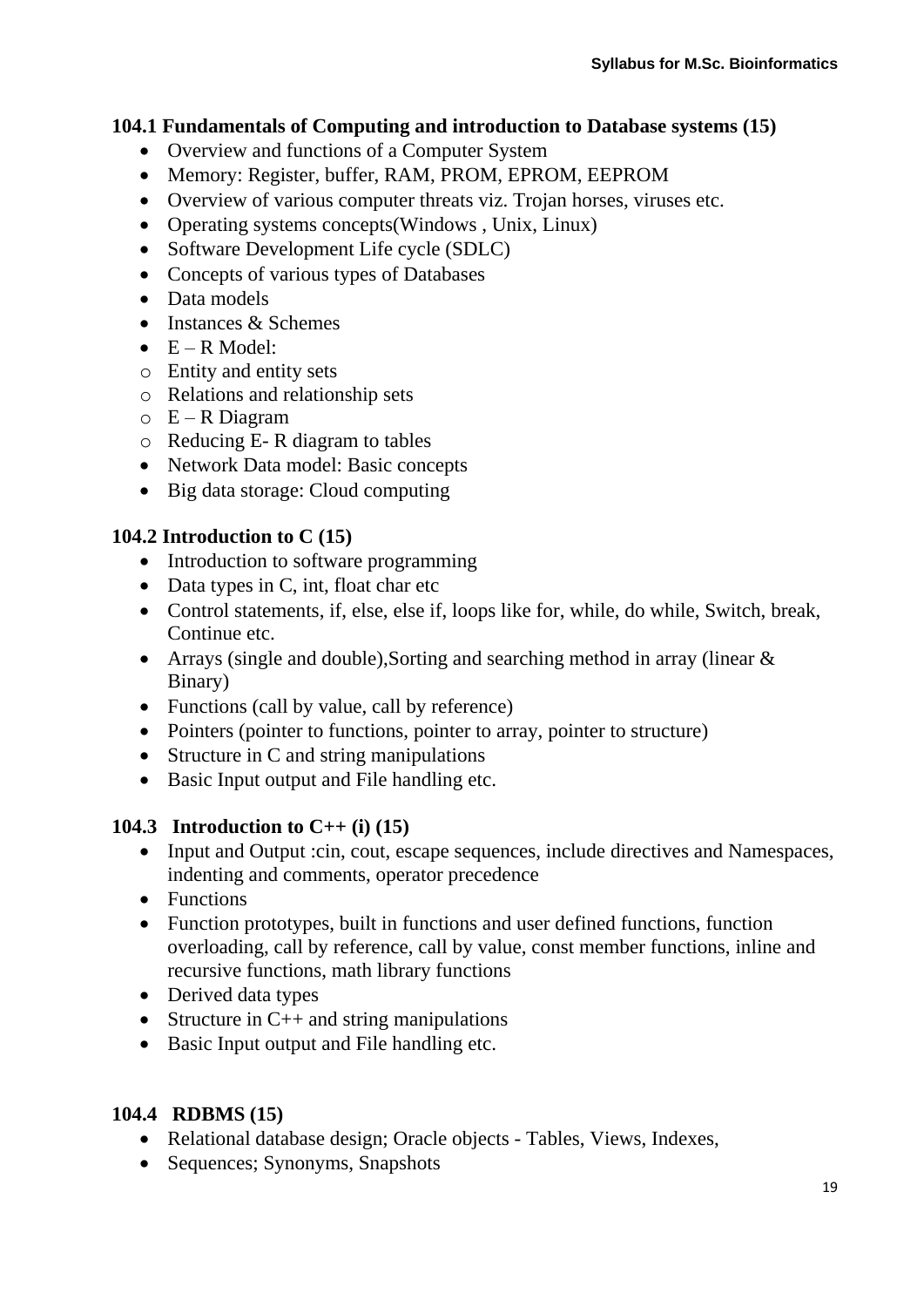**104.1 Fundamentals of Computing and introduction to Database systems (15)**

- Overview and functions of a Computer System
- Memory: Register, buffer, RAM, PROM, EPROM, EEPROM
- Overview of various computer threats viz. Trojan horses, viruses etc.
- Operating systems concepts(Windows , Unix, Linux)
- Software Development Life cycle (SDLC)
- Concepts of various types of Databases
- Data models
- Instances & Schemes
- E – R Model:
  - Entity and entity sets
  - Relations and relationship sets
  - E – R Diagram
  - Reducing E- R diagram to tables
- Network Data model: Basic concepts
- Big data storage: Cloud computing

**104.2 Introduction to C (15)**

- Introduction to software programming
- Data types in C, int, float char etc
- Control statements, if, else, else if, loops like for, while, do while, Switch, break, Continue etc.
- Arrays (single and double),Sorting and searching method in array (linear & Binary)
- Functions (call by value, call by reference)
- Pointers (pointer to functions, pointer to array, pointer to structure)
- Structure in C and string manipulations
- Basic Input output and File handling etc.

**104.3 Introduction to C++ (i) (15)**

- Input and Output :cin, cout, escape sequences, include directives and Namespaces, indenting and comments, operator precedence
- Functions
- Function prototypes, built in functions and user defined functions, function overloading, call by reference, call by value, const member functions, inline and recursive functions, math library functions
- Derived data types
- Structure in C++ and string manipulations
- Basic Input output and File handling etc.

**104.4 RDBMS (15)**

- Relational database design; Oracle objects - Tables, Views, Indexes,
- Sequences; Synonyms, Snapshots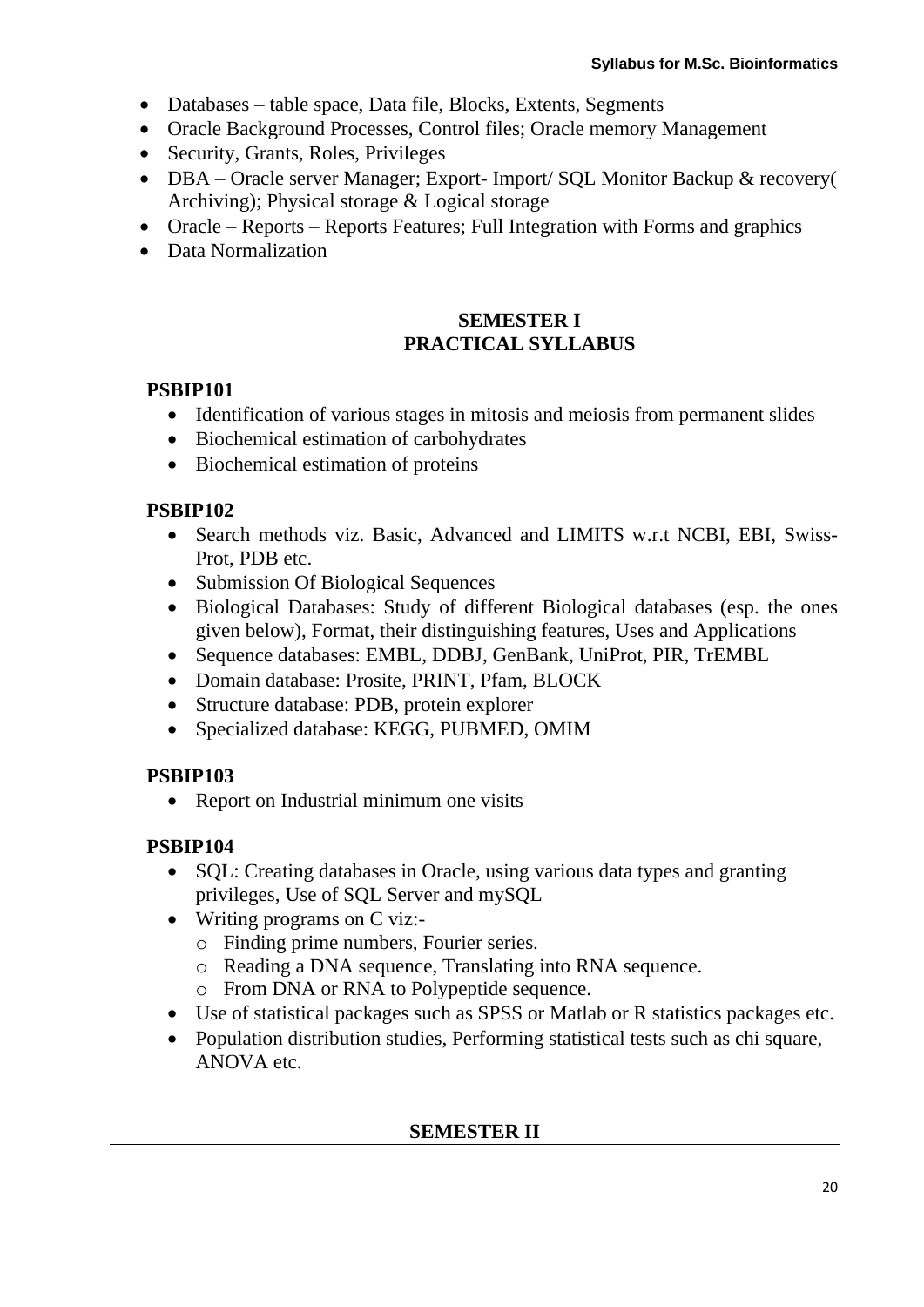- Databases – table space, Data file, Blocks, Extents, Segments
- Oracle Background Processes, Control files; Oracle memory Management
- Security, Grants, Roles, Privileges
- DBA – Oracle server Manager; Export- Import/ SQL Monitor Backup & recovery( Archiving); Physical storage & Logical storage
- Oracle – Reports – Reports Features; Full Integration with Forms and graphics
- Data Normalization

## SEMESTER I
## PRACTICAL SYLLABUS

**PSBIP101**

- Identification of various stages in mitosis and meiosis from permanent slides
- Biochemical estimation of carbohydrates
- Biochemical estimation of proteins

**PSBIP102**

- Search methods viz. Basic, Advanced and LIMITS w.r.t NCBI, EBI, Swiss-Prot, PDB etc.
- Submission Of Biological Sequences
- Biological Databases: Study of different Biological databases (esp. the ones given below), Format, their distinguishing features, Uses and Applications
- Sequence databases: EMBL, DDBJ, GenBank, UniProt, PIR, TrEMBL
- Domain database: Prosite, PRINT, Pfam, BLOCK
- Structure database: PDB, protein explorer
- Specialized database: KEGG, PUBMED, OMIM

**PSBIP103**

- Report on Industrial minimum one visits –

**PSBIP104**

- SQL: Creating databases in Oracle, using various data types and granting privileges, Use of SQL Server and mySQL
- Writing programs on C viz:-
  - Finding prime numbers, Fourier series.
  - Reading a DNA sequence, Translating into RNA sequence.
  - From DNA or RNA to Polypeptide sequence.
- Use of statistical packages such as SPSS or Matlab or R statistics packages etc.
- Population distribution studies, Performing statistical tests such as chi square, ANOVA etc.

## SEMESTER II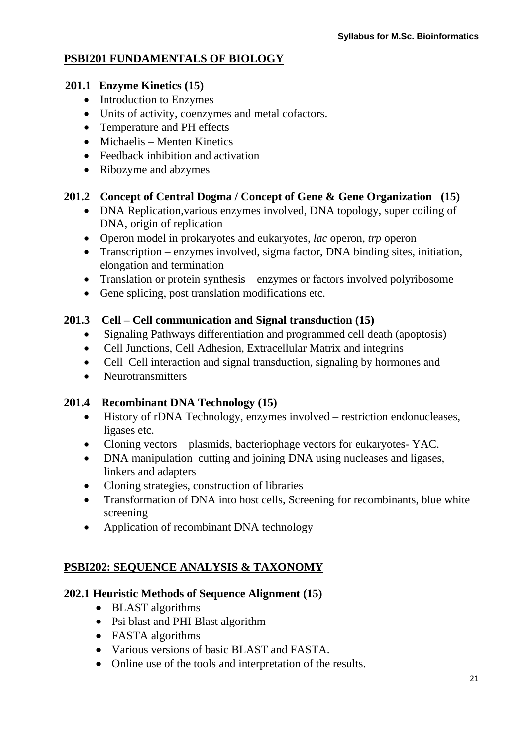## PSBI201 FUNDAMENTALS OF BIOLOGY

### 201.1 Enzyme Kinetics (15)

- Introduction to Enzymes
- Units of activity, coenzymes and metal cofactors.
- Temperature and PH effects
- Michaelis – Menten Kinetics
- Feedback inhibition and activation
- Ribozyme and abzymes

### 201.2 Concept of Central Dogma / Concept of Gene & Gene Organization (15)

- DNA Replication,various enzymes involved, DNA topology, super coiling of DNA, origin of replication
- Operon model in prokaryotes and eukaryotes, *lac* operon, *trp* operon
- Transcription – enzymes involved, sigma factor, DNA binding sites, initiation, elongation and termination
- Translation or protein synthesis – enzymes or factors involved polyribosome
- Gene splicing, post translation modifications etc.

### 201.3 Cell – Cell communication and Signal transduction (15)

- Signaling Pathways differentiation and programmed cell death (apoptosis)
- Cell Junctions, Cell Adhesion, Extracellular Matrix and integrins
- Cell–Cell interaction and signal transduction, signaling by hormones and
- Neurotransmitters

### 201.4 Recombinant DNA Technology (15)

- History of rDNA Technology, enzymes involved – restriction endonucleases, ligases etc.
- Cloning vectors – plasmids, bacteriophage vectors for eukaryotes- YAC.
- DNA manipulation–cutting and joining DNA using nucleases and ligases, linkers and adapters
- Cloning strategies, construction of libraries
- Transformation of DNA into host cells, Screening for recombinants, blue white screening
- Application of recombinant DNA technology

## PSBI202: SEQUENCE ANALYSIS & TAXONOMY

### 202.1 Heuristic Methods of Sequence Alignment (15)

- BLAST algorithms
- Psi blast and PHI Blast algorithm
- FASTA algorithms
- Various versions of basic BLAST and FASTA.
- Online use of the tools and interpretation of the results.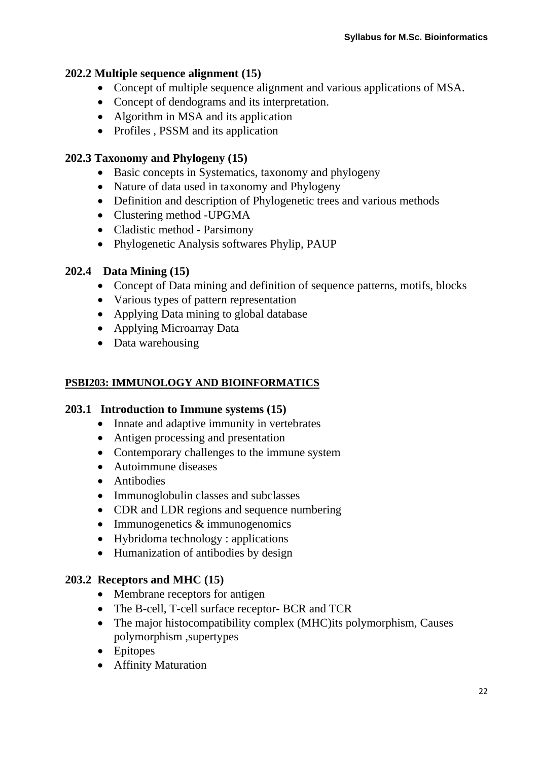### 202.2 Multiple sequence alignment (15)

- Concept of multiple sequence alignment and various applications of MSA.
- Concept of dendograms and its interpretation.
- Algorithm in MSA and its application
- Profiles , PSSM and its application

### 202.3 Taxonomy and Phylogeny (15)

- Basic concepts in Systematics, taxonomy and phylogeny
- Nature of data used in taxonomy and Phylogeny
- Definition and description of Phylogenetic trees and various methods
- Clustering method -UPGMA
- Cladistic method - Parsimony
- Phylogenetic Analysis softwares Phylip, PAUP

### 202.4 Data Mining (15)

- Concept of Data mining and definition of sequence patterns, motifs, blocks
- Various types of pattern representation
- Applying Data mining to global database
- Applying Microarray Data
- Data warehousing

## PSBI203: IMMUNOLOGY AND BIOINFORMATICS

### 203.1 Introduction to Immune systems (15)

- Innate and adaptive immunity in vertebrates
- Antigen processing and presentation
- Contemporary challenges to the immune system
- Autoimmune diseases
- Antibodies
- Immunoglobulin classes and subclasses
- CDR and LDR regions and sequence numbering
- Immunogenetics & immunogenomics
- Hybridoma technology : applications
- Humanization of antibodies by design

### 203.2 Receptors and MHC (15)

- Membrane receptors for antigen
- The B-cell, T-cell surface receptor- BCR and TCR
- The major histocompatibility complex (MHC)its polymorphism, Causes polymorphism ,supertypes
- Epitopes
- Affinity Maturation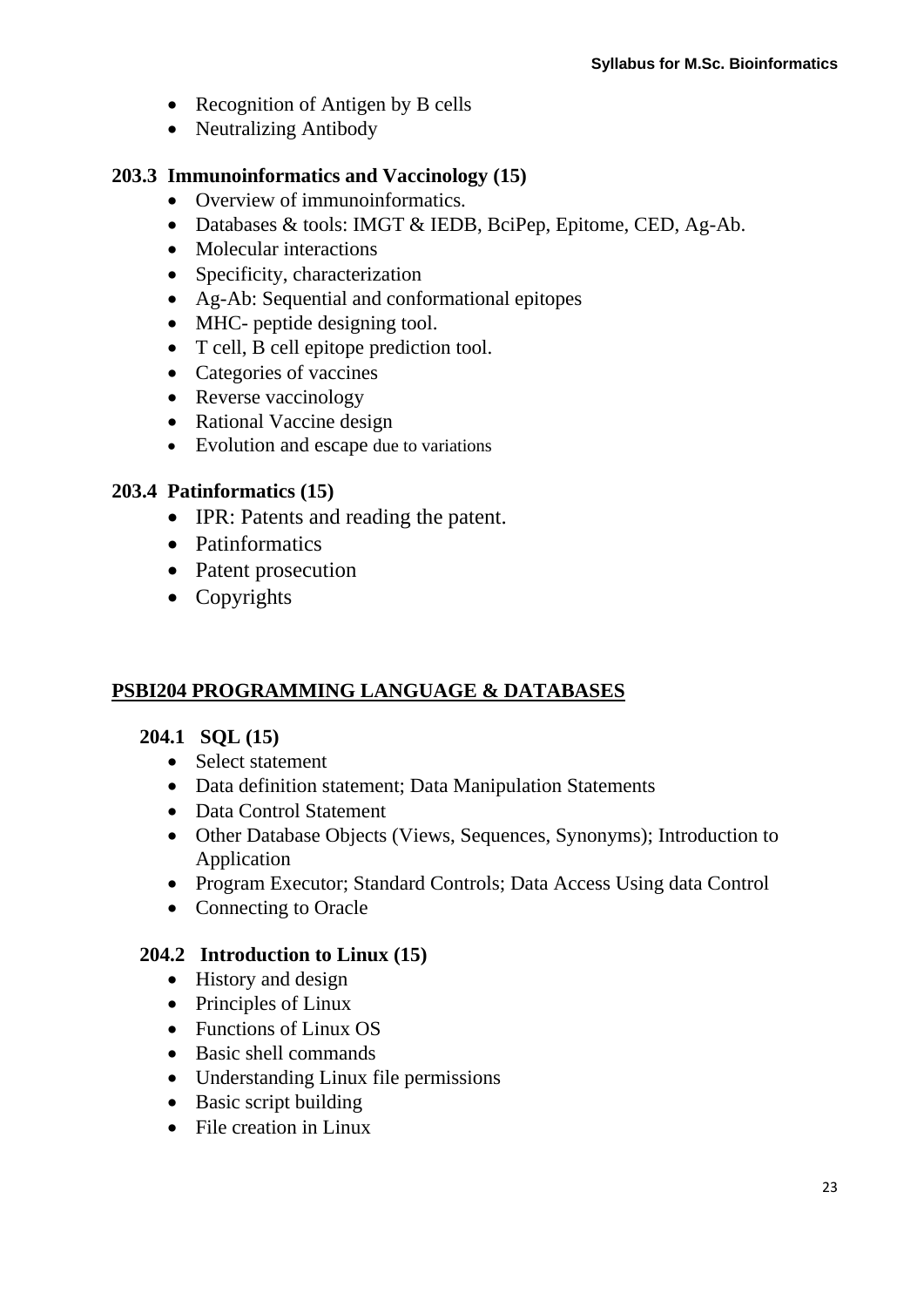- Recognition of Antigen by B cells
- Neutralizing Antibody

### 203.3 Immunoinformatics and Vaccinology (15)

- Overview of immunoinformatics.
- Databases & tools: IMGT & IEDB, BciPep, Epitome, CED, Ag-Ab.
- Molecular interactions
- Specificity, characterization
- Ag-Ab: Sequential and conformational epitopes
- MHC- peptide designing tool.
- T cell, B cell epitope prediction tool.
- Categories of vaccines
- Reverse vaccinology
- Rational Vaccine design
- Evolution and escape due to variations

### 203.4 Patinformatics (15)

- IPR: Patents and reading the patent.
- Patinformatics
- Patent prosecution
- Copyrights

## PSBI204 PROGRAMMING LANGUAGE & DATABASES

### 204.1 SQL (15)

- Select statement
- Data definition statement; Data Manipulation Statements
- Data Control Statement
- Other Database Objects (Views, Sequences, Synonyms); Introduction to Application
- Program Executor; Standard Controls; Data Access Using data Control
- Connecting to Oracle

### 204.2 Introduction to Linux (15)

- History and design
- Principles of Linux
- Functions of Linux OS
- Basic shell commands
- Understanding Linux file permissions
- Basic script building
- File creation in Linux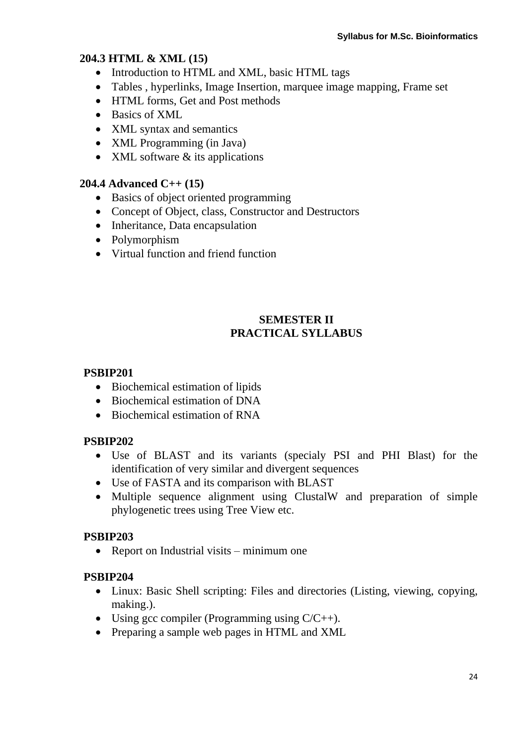### 204.3 HTML & XML (15)

- Introduction to HTML and XML, basic HTML tags
- Tables , hyperlinks, Image Insertion, marquee image mapping, Frame set
- HTML forms, Get and Post methods
- Basics of XML
- XML syntax and semantics
- XML Programming (in Java)
- XML software & its applications

### 204.4 Advanced C++ (15)

- Basics of object oriented programming
- Concept of Object, class, Constructor and Destructors
- Inheritance, Data encapsulation
- Polymorphism
- Virtual function and friend function

## SEMESTER II
## PRACTICAL SYLLABUS

### PSBIP201

- Biochemical estimation of lipids
- Biochemical estimation of DNA
- Biochemical estimation of RNA

### PSBIP202

- Use of BLAST and its variants (specialy PSI and PHI Blast) for the identification of very similar and divergent sequences
- Use of FASTA and its comparison with BLAST
- Multiple sequence alignment using ClustalW and preparation of simple phylogenetic trees using Tree View etc.

### PSBIP203

- Report on Industrial visits – minimum one

### PSBIP204

- Linux: Basic Shell scripting: Files and directories (Listing, viewing, copying, making.).
- Using gcc compiler (Programming using C/C++).
- Preparing a sample web pages in HTML and XML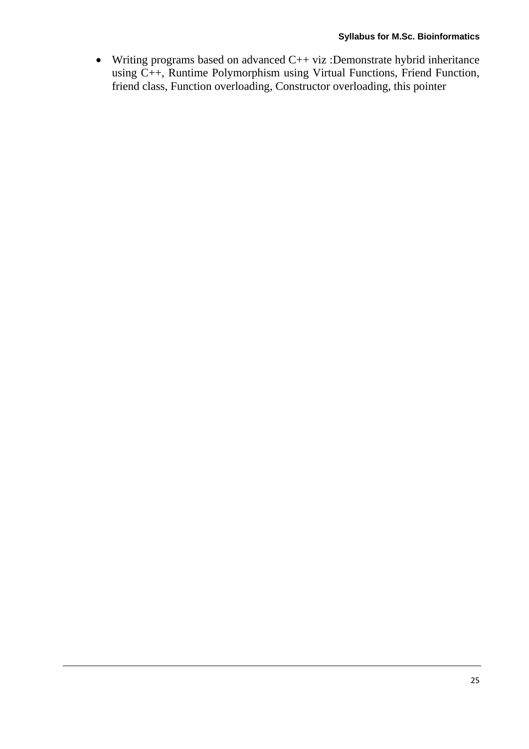- Writing programs based on advanced C++ viz :Demonstrate hybrid inheritance using C++, Runtime Polymorphism using Virtual Functions, Friend Function, friend class, Function overloading, Constructor overloading, this pointer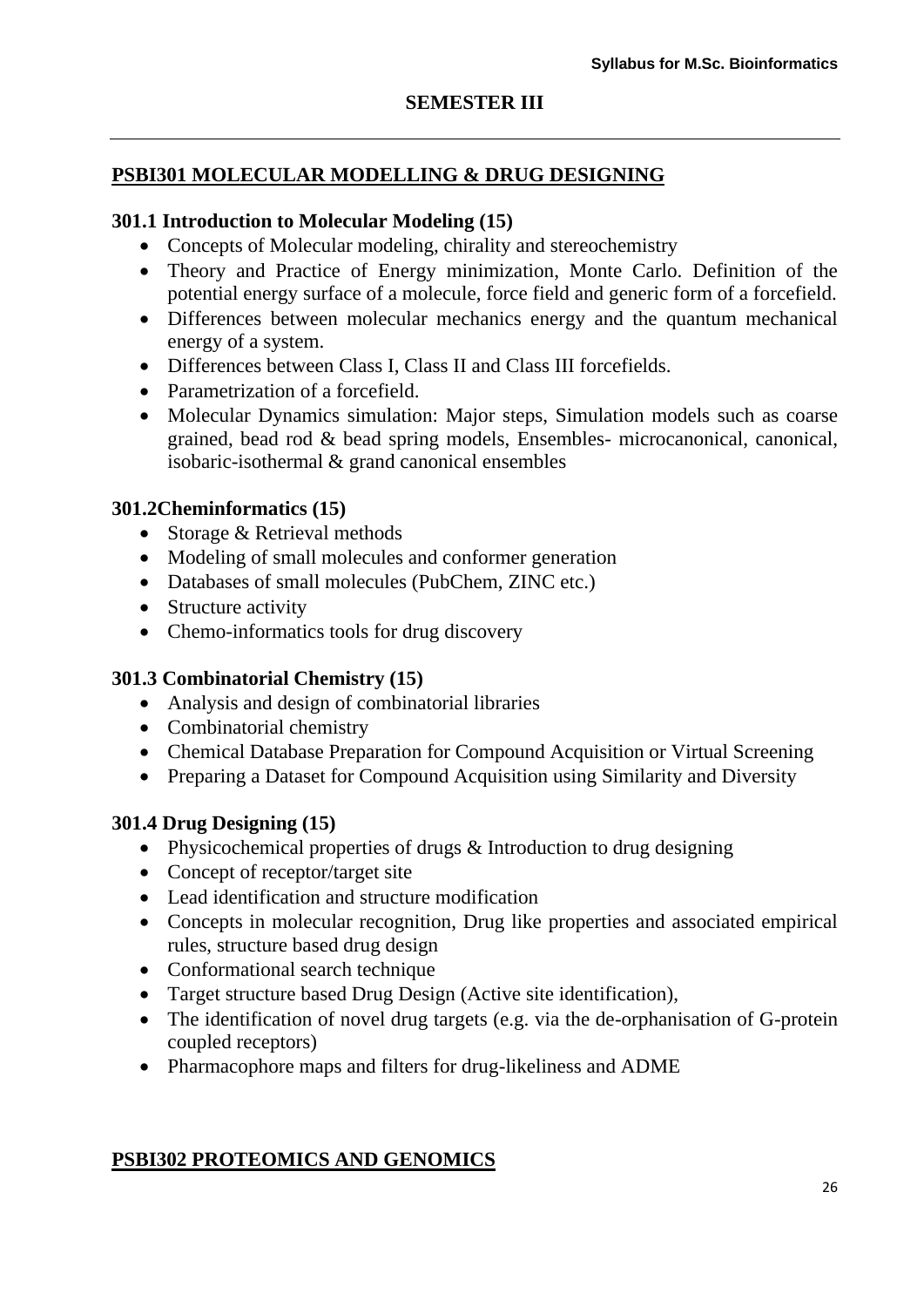## SEMESTER III

### PSBI301 MOLECULAR MODELLING & DRUG DESIGNING

**301.1 Introduction to Molecular Modeling (15)**

- Concepts of Molecular modeling, chirality and stereochemistry
- Theory and Practice of Energy minimization, Monte Carlo. Definition of the potential energy surface of a molecule, force field and generic form of a forcefield.
- Differences between molecular mechanics energy and the quantum mechanical energy of a system.
- Differences between Class I, Class II and Class III forcefields.
- Parametrization of a forcefield.
- Molecular Dynamics simulation: Major steps, Simulation models such as coarse grained, bead rod & bead spring models, Ensembles- microcanonical, canonical, isobaric-isothermal & grand canonical ensembles

**301.2Cheminformatics (15)**

- Storage & Retrieval methods
- Modeling of small molecules and conformer generation
- Databases of small molecules (PubChem, ZINC etc.)
- Structure activity
- Chemo-informatics tools for drug discovery

**301.3 Combinatorial Chemistry (15)**

- Analysis and design of combinatorial libraries
- Combinatorial chemistry
- Chemical Database Preparation for Compound Acquisition or Virtual Screening
- Preparing a Dataset for Compound Acquisition using Similarity and Diversity

**301.4 Drug Designing (15)**

- Physicochemical properties of drugs & Introduction to drug designing
- Concept of receptor/target site
- Lead identification and structure modification
- Concepts in molecular recognition, Drug like properties and associated empirical rules, structure based drug design
- Conformational search technique
- Target structure based Drug Design (Active site identification),
- The identification of novel drug targets (e.g. via the de-orphanisation of G-protein coupled receptors)
- Pharmacophore maps and filters for drug-likeliness and ADME

### PSBI302 PROTEOMICS AND GENOMICS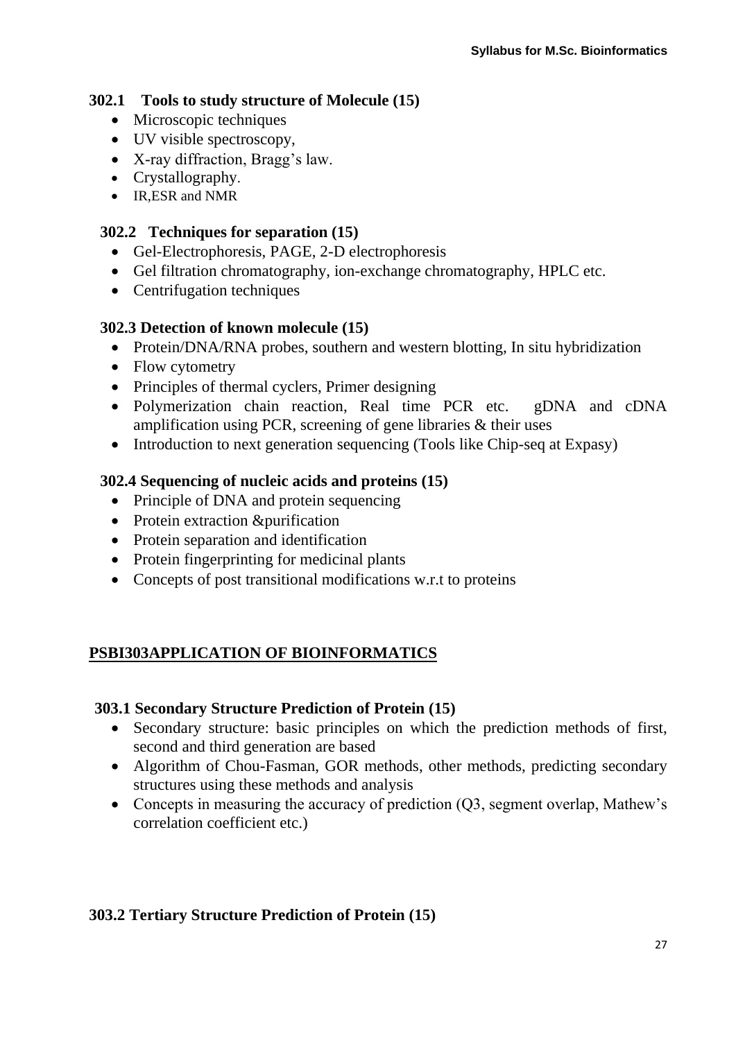### 302.1 Tools to study structure of Molecule (15)

- Microscopic techniques
- UV visible spectroscopy,
- X-ray diffraction, Bragg's law.
- Crystallography.
- IR,ESR and NMR

### 302.2 Techniques for separation (15)

- Gel-Electrophoresis, PAGE, 2-D electrophoresis
- Gel filtration chromatography, ion-exchange chromatography, HPLC etc.
- Centrifugation techniques

### 302.3 Detection of known molecule (15)

- Protein/DNA/RNA probes, southern and western blotting, In situ hybridization
- Flow cytometry
- Principles of thermal cyclers, Primer designing
- Polymerization chain reaction, Real time PCR etc. gDNA and cDNA amplification using PCR, screening of gene libraries & their uses
- Introduction to next generation sequencing (Tools like Chip-seq at Expasy)

### 302.4 Sequencing of nucleic acids and proteins (15)

- Principle of DNA and protein sequencing
- Protein extraction &purification
- Protein separation and identification
- Protein fingerprinting for medicinal plants
- Concepts of post transitional modifications w.r.t to proteins

## PSBI303APPLICATION OF BIOINFORMATICS

### 303.1 Secondary Structure Prediction of Protein (15)

- Secondary structure: basic principles on which the prediction methods of first, second and third generation are based
- Algorithm of Chou-Fasman, GOR methods, other methods, predicting secondary structures using these methods and analysis
- Concepts in measuring the accuracy of prediction (Q3, segment overlap, Mathew's correlation coefficient etc.)

### 303.2 Tertiary Structure Prediction of Protein (15)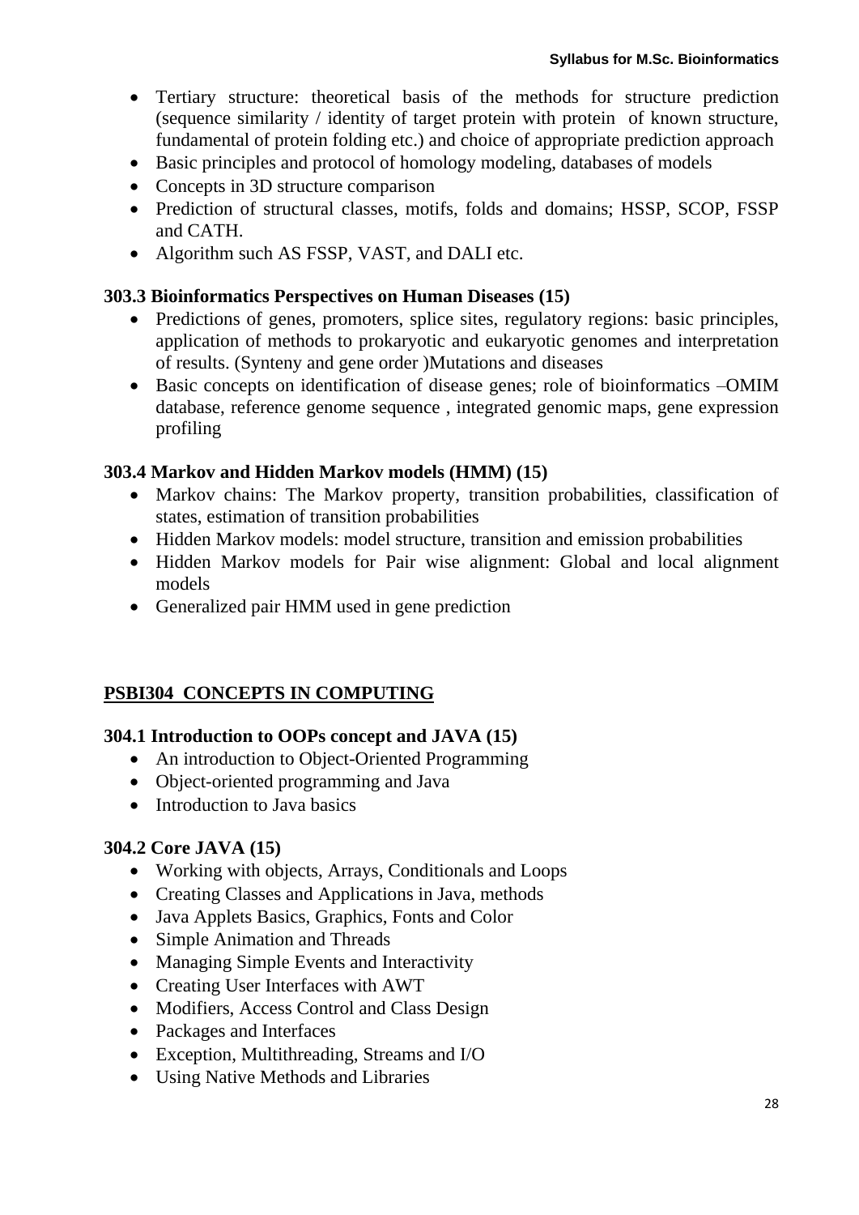- Tertiary structure: theoretical basis of the methods for structure prediction (sequence similarity / identity of target protein with protein of known structure, fundamental of protein folding etc.) and choice of appropriate prediction approach
- Basic principles and protocol of homology modeling, databases of models
- Concepts in 3D structure comparison
- Prediction of structural classes, motifs, folds and domains; HSSP, SCOP, FSSP and CATH.
- Algorithm such AS FSSP, VAST, and DALI etc.

### 303.3 Bioinformatics Perspectives on Human Diseases (15)

- Predictions of genes, promoters, splice sites, regulatory regions: basic principles, application of methods to prokaryotic and eukaryotic genomes and interpretation of results. (Synteny and gene order )Mutations and diseases
- Basic concepts on identification of disease genes; role of bioinformatics –OMIM database, reference genome sequence , integrated genomic maps, gene expression profiling

### 303.4 Markov and Hidden Markov models (HMM) (15)

- Markov chains: The Markov property, transition probabilities, classification of states, estimation of transition probabilities
- Hidden Markov models: model structure, transition and emission probabilities
- Hidden Markov models for Pair wise alignment: Global and local alignment models
- Generalized pair HMM used in gene prediction

## PSBI304 CONCEPTS IN COMPUTING

### 304.1 Introduction to OOPs concept and JAVA (15)

- An introduction to Object-Oriented Programming
- Object-oriented programming and Java
- Introduction to Java basics

### 304.2 Core JAVA (15)

- Working with objects, Arrays, Conditionals and Loops
- Creating Classes and Applications in Java, methods
- Java Applets Basics, Graphics, Fonts and Color
- Simple Animation and Threads
- Managing Simple Events and Interactivity
- Creating User Interfaces with AWT
- Modifiers, Access Control and Class Design
- Packages and Interfaces
- Exception, Multithreading, Streams and I/O
- Using Native Methods and Libraries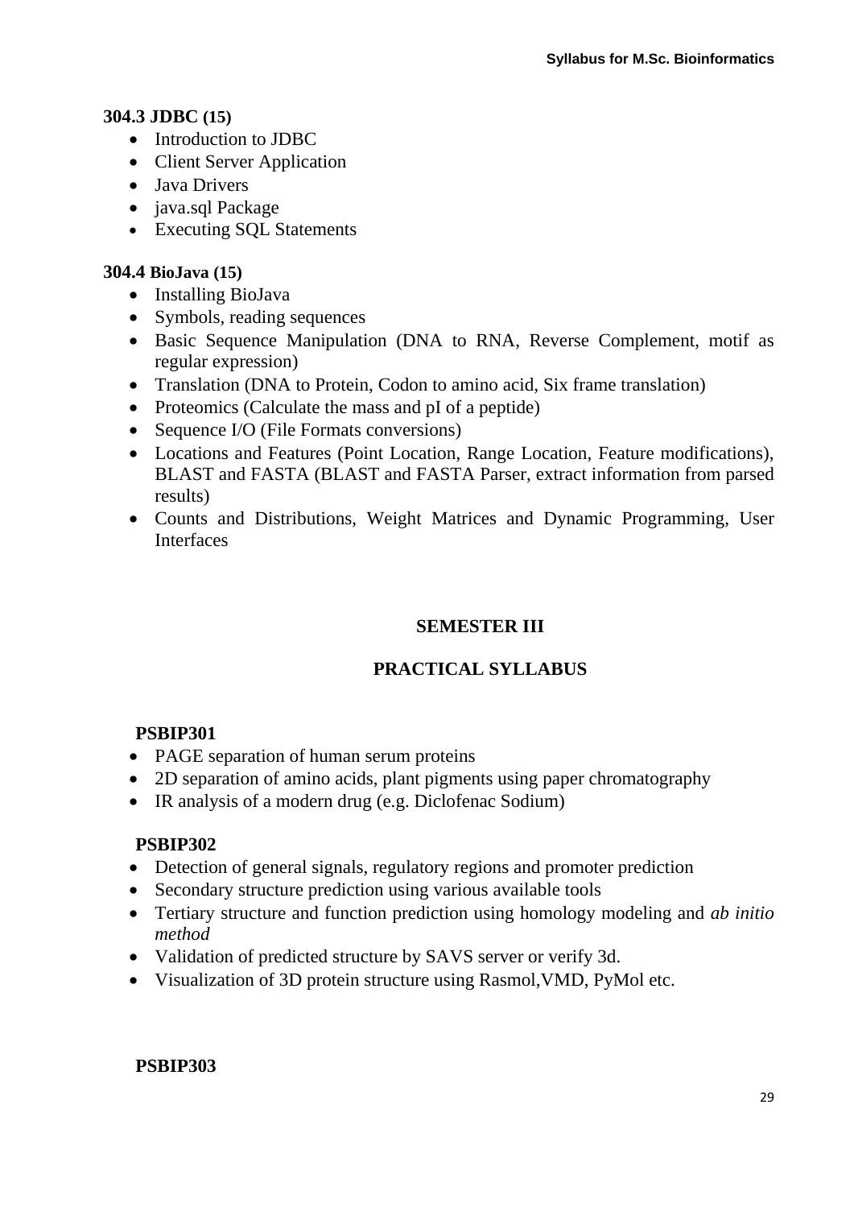### 304.3 JDBC (15)

- Introduction to JDBC
- Client Server Application
- Java Drivers
- java.sql Package
- Executing SQL Statements

### 304.4 BioJava (15)

- Installing BioJava
- Symbols, reading sequences
- Basic Sequence Manipulation (DNA to RNA, Reverse Complement, motif as regular expression)
- Translation (DNA to Protein, Codon to amino acid, Six frame translation)
- Proteomics (Calculate the mass and pI of a peptide)
- Sequence I/O (File Formats conversions)
- Locations and Features (Point Location, Range Location, Feature modifications), BLAST and FASTA (BLAST and FASTA Parser, extract information from parsed results)
- Counts and Distributions, Weight Matrices and Dynamic Programming, User Interfaces

## SEMESTER III

## PRACTICAL SYLLABUS

### PSBIP301

- PAGE separation of human serum proteins
- 2D separation of amino acids, plant pigments using paper chromatography
- IR analysis of a modern drug (e.g. Diclofenac Sodium)

### PSBIP302

- Detection of general signals, regulatory regions and promoter prediction
- Secondary structure prediction using various available tools
- Tertiary structure and function prediction using homology modeling and *ab initio method*
- Validation of predicted structure by SAVS server or verify 3d.
- Visualization of 3D protein structure using Rasmol,VMD, PyMol etc.

### PSBIP303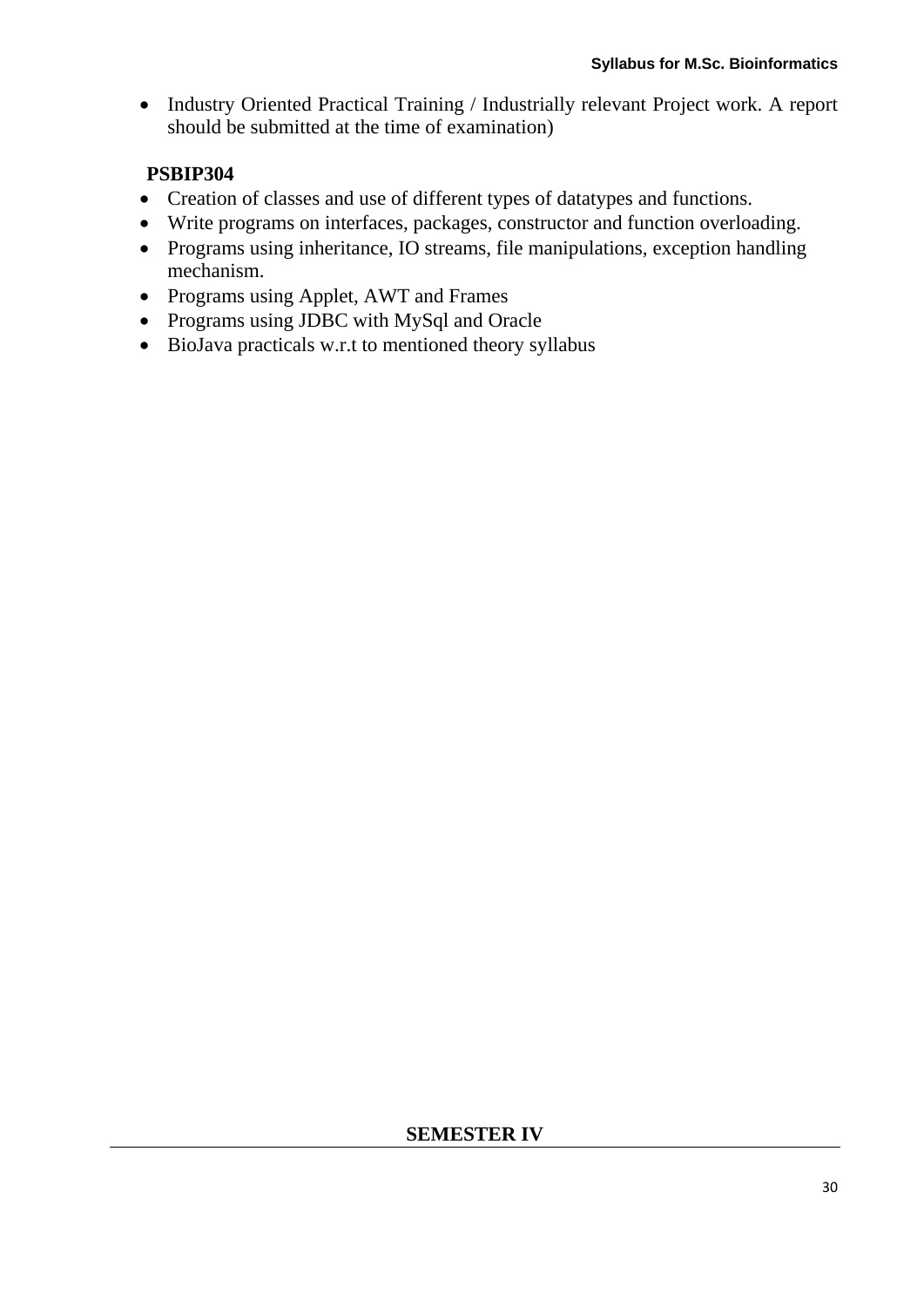- Industry Oriented Practical Training / Industrially relevant Project work. A report should be submitted at the time of examination)

**PSBIP304**

- Creation of classes and use of different types of datatypes and functions.
- Write programs on interfaces, packages, constructor and function overloading.
- Programs using inheritance, IO streams, file manipulations, exception handling mechanism.
- Programs using Applet, AWT and Frames
- Programs using JDBC with MySql and Oracle
- BioJava practicals w.r.t to mentioned theory syllabus

## SEMESTER IV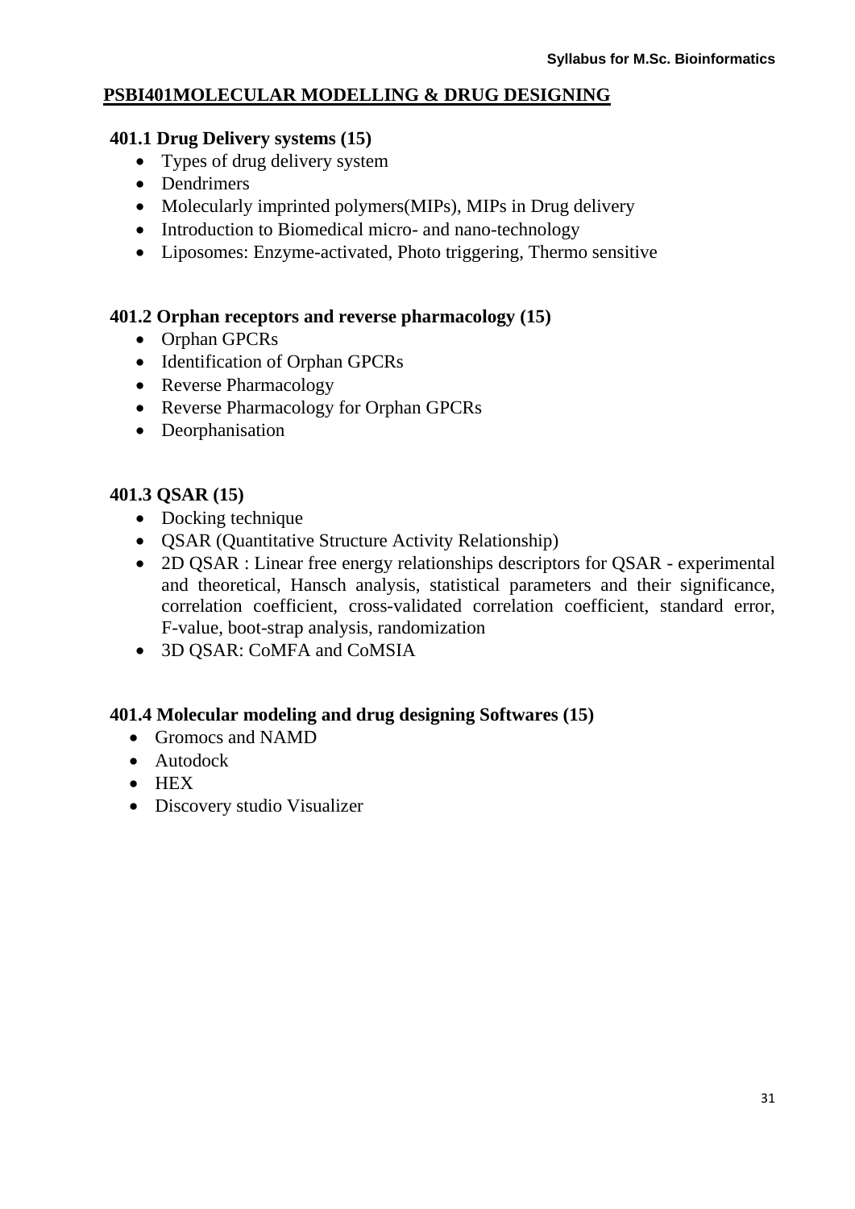## PSBI401MOLECULAR MODELLING & DRUG DESIGNING

### 401.1 Drug Delivery systems (15)

- Types of drug delivery system
- Dendrimers
- Molecularly imprinted polymers(MIPs), MIPs in Drug delivery
- Introduction to Biomedical micro- and nano-technology
- Liposomes: Enzyme-activated, Photo triggering, Thermo sensitive

### 401.2 Orphan receptors and reverse pharmacology (15)

- Orphan GPCRs
- Identification of Orphan GPCRs
- Reverse Pharmacology
- Reverse Pharmacology for Orphan GPCRs
- Deorphanisation

### 401.3 QSAR (15)

- Docking technique
- QSAR (Quantitative Structure Activity Relationship)
- 2D QSAR : Linear free energy relationships descriptors for QSAR - experimental and theoretical, Hansch analysis, statistical parameters and their significance, correlation coefficient, cross-validated correlation coefficient, standard error, F-value, boot-strap analysis, randomization
- 3D QSAR: CoMFA and CoMSIA

### 401.4 Molecular modeling and drug designing Softwares (15)

- Gromocs and NAMD
- Autodock
- HEX
- Discovery studio Visualizer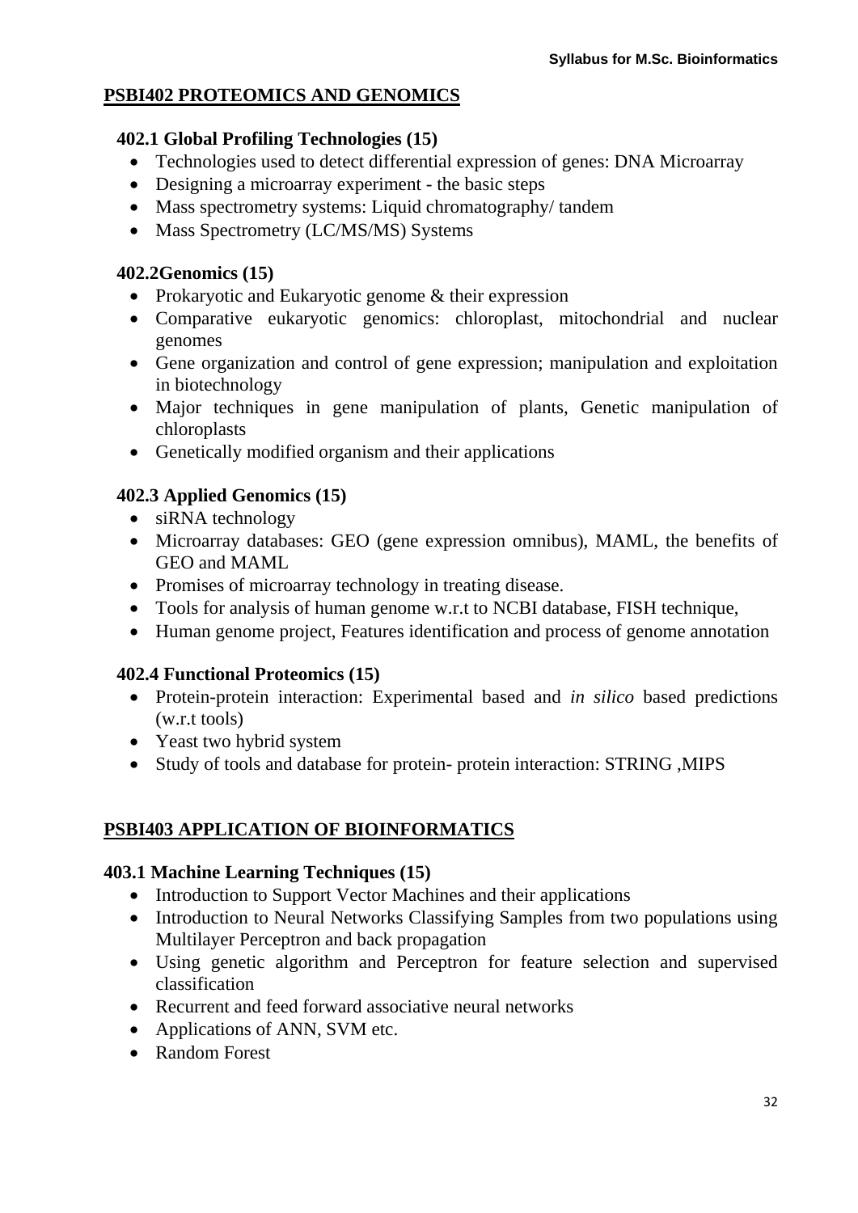## PSBI402 PROTEOMICS AND GENOMICS

### 402.1 Global Profiling Technologies (15)

- Technologies used to detect differential expression of genes: DNA Microarray
- Designing a microarray experiment - the basic steps
- Mass spectrometry systems: Liquid chromatography/ tandem
- Mass Spectrometry (LC/MS/MS) Systems

### 402.2Genomics (15)

- Prokaryotic and Eukaryotic genome & their expression
- Comparative eukaryotic genomics: chloroplast, mitochondrial and nuclear genomes
- Gene organization and control of gene expression; manipulation and exploitation in biotechnology
- Major techniques in gene manipulation of plants, Genetic manipulation of chloroplasts
- Genetically modified organism and their applications

### 402.3 Applied Genomics (15)

- siRNA technology
- Microarray databases: GEO (gene expression omnibus), MAML, the benefits of GEO and MAML
- Promises of microarray technology in treating disease.
- Tools for analysis of human genome w.r.t to NCBI database, FISH technique,
- Human genome project, Features identification and process of genome annotation

### 402.4 Functional Proteomics (15)

- Protein-protein interaction: Experimental based and *in silico* based predictions (w.r.t tools)
- Yeast two hybrid system
- Study of tools and database for protein- protein interaction: STRING ,MIPS

## PSBI403 APPLICATION OF BIOINFORMATICS

### 403.1 Machine Learning Techniques (15)

- Introduction to Support Vector Machines and their applications
- Introduction to Neural Networks Classifying Samples from two populations using Multilayer Perceptron and back propagation
- Using genetic algorithm and Perceptron for feature selection and supervised classification
- Recurrent and feed forward associative neural networks
- Applications of ANN, SVM etc.
- Random Forest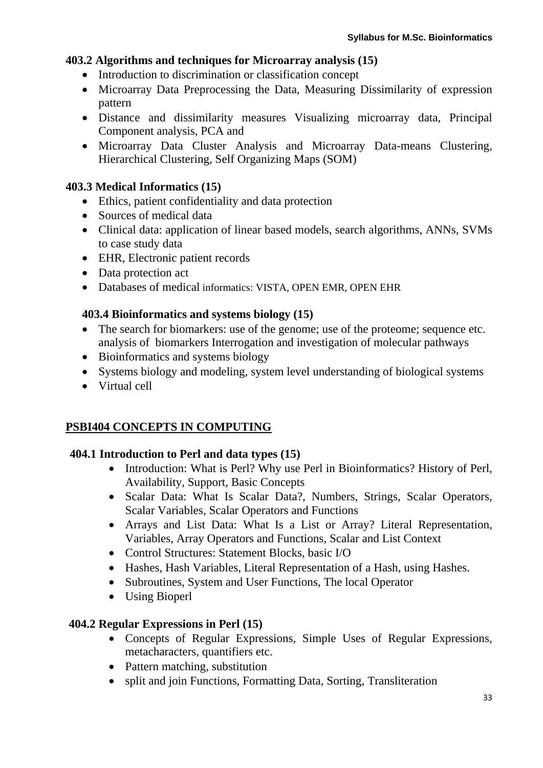### 403.2 Algorithms and techniques for Microarray analysis (15)

- Introduction to discrimination or classification concept
- Microarray Data Preprocessing the Data, Measuring Dissimilarity of expression pattern
- Distance and dissimilarity measures Visualizing microarray data, Principal Component analysis, PCA and
- Microarray Data Cluster Analysis and Microarray Data-means Clustering, Hierarchical Clustering, Self Organizing Maps (SOM)

### 403.3 Medical Informatics (15)

- Ethics, patient confidentiality and data protection
- Sources of medical data
- Clinical data: application of linear based models, search algorithms, ANNs, SVMs to case study data
- EHR, Electronic patient records
- Data protection act
- Databases of medical informatics: VISTA, OPEN EMR, OPEN EHR

### 403.4 Bioinformatics and systems biology (15)

- The search for biomarkers: use of the genome; use of the proteome; sequence etc. analysis of biomarkers Interrogation and investigation of molecular pathways
- Bioinformatics and systems biology
- Systems biology and modeling, system level understanding of biological systems
- Virtual cell

## PSBI404 CONCEPTS IN COMPUTING

### 404.1 Introduction to Perl and data types (15)

- Introduction: What is Perl? Why use Perl in Bioinformatics? History of Perl, Availability, Support, Basic Concepts
- Scalar Data: What Is Scalar Data?, Numbers, Strings, Scalar Operators, Scalar Variables, Scalar Operators and Functions
- Arrays and List Data: What Is a List or Array? Literal Representation, Variables, Array Operators and Functions, Scalar and List Context
- Control Structures: Statement Blocks, basic I/O
- Hashes, Hash Variables, Literal Representation of a Hash, using Hashes.
- Subroutines, System and User Functions, The local Operator
- Using Bioperl

### 404.2 Regular Expressions in Perl (15)

- Concepts of Regular Expressions, Simple Uses of Regular Expressions, metacharacters, quantifiers etc.
- Pattern matching, substitution
- split and join Functions, Formatting Data, Sorting, Transliteration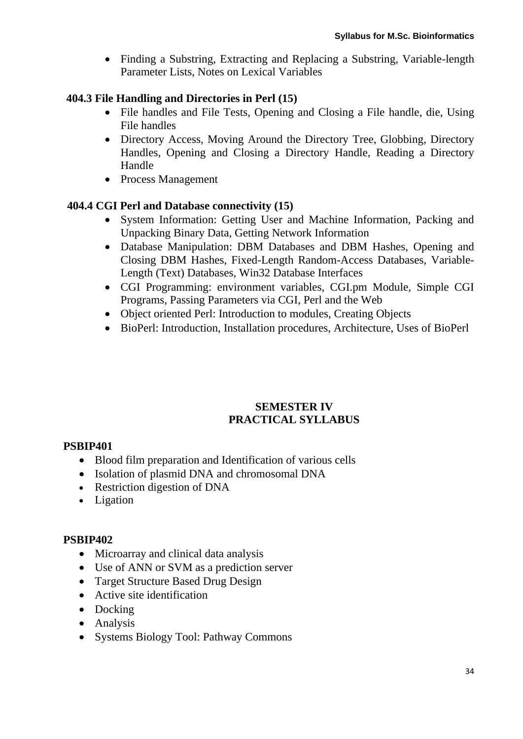- Finding a Substring, Extracting and Replacing a Substring, Variable-length Parameter Lists, Notes on Lexical Variables

### 404.3 File Handling and Directories in Perl (15)

- File handles and File Tests, Opening and Closing a File handle, die, Using File handles
- Directory Access, Moving Around the Directory Tree, Globbing, Directory Handles, Opening and Closing a Directory Handle, Reading a Directory Handle
- Process Management

### 404.4 CGI Perl and Database connectivity (15)

- System Information: Getting User and Machine Information, Packing and Unpacking Binary Data, Getting Network Information
- Database Manipulation: DBM Databases and DBM Hashes, Opening and Closing DBM Hashes, Fixed-Length Random-Access Databases, Variable-Length (Text) Databases, Win32 Database Interfaces
- CGI Programming: environment variables, CGI.pm Module, Simple CGI Programs, Passing Parameters via CGI, Perl and the Web
- Object oriented Perl: Introduction to modules, Creating Objects
- BioPerl: Introduction, Installation procedures, Architecture, Uses of BioPerl

## SEMESTER IV
## PRACTICAL SYLLABUS

### PSBIP401

- Blood film preparation and Identification of various cells
- Isolation of plasmid DNA and chromosomal DNA
- Restriction digestion of DNA
- Ligation

### PSBIP402

- Microarray and clinical data analysis
- Use of ANN or SVM as a prediction server
- Target Structure Based Drug Design
- Active site identification
- Docking
- Analysis
- Systems Biology Tool: Pathway Commons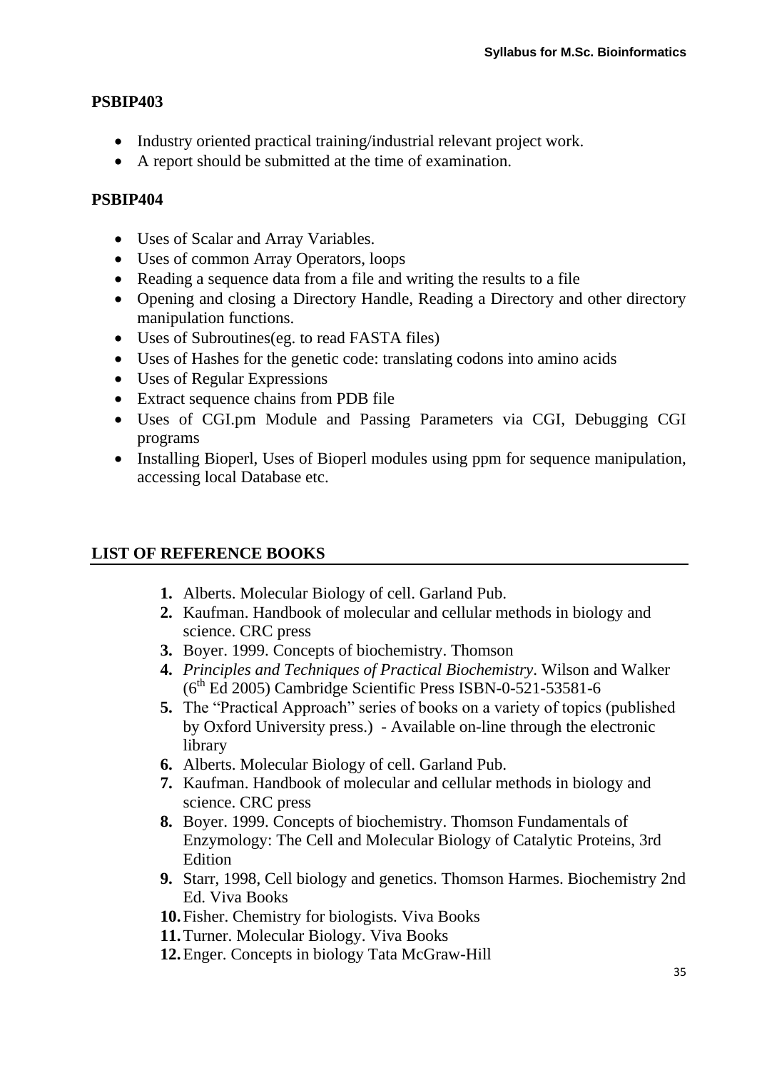## PSBIP403

- Industry oriented practical training/industrial relevant project work.
- A report should be submitted at the time of examination.

## PSBIP404

- Uses of Scalar and Array Variables.
- Uses of common Array Operators, loops
- Reading a sequence data from a file and writing the results to a file
- Opening and closing a Directory Handle, Reading a Directory and other directory manipulation functions.
- Uses of Subroutines(eg. to read FASTA files)
- Uses of Hashes for the genetic code: translating codons into amino acids
- Uses of Regular Expressions
- Extract sequence chains from PDB file
- Uses of CGI.pm Module and Passing Parameters via CGI, Debugging CGI programs
- Installing Bioperl, Uses of Bioperl modules using ppm for sequence manipulation, accessing local Database etc.

## LIST OF REFERENCE BOOKS

1. Alberts. Molecular Biology of cell. Garland Pub.
2. Kaufman. Handbook of molecular and cellular methods in biology and science. CRC press
3. Boyer. 1999. Concepts of biochemistry. Thomson
4. *Principles and Techniques of Practical Biochemistry*. Wilson and Walker (6th Ed 2005) Cambridge Scientific Press ISBN-0-521-53581-6
5. The "Practical Approach" series of books on a variety of topics (published by Oxford University press.) - Available on-line through the electronic library
6. Alberts. Molecular Biology of cell. Garland Pub.
7. Kaufman. Handbook of molecular and cellular methods in biology and science. CRC press
8. Boyer. 1999. Concepts of biochemistry. Thomson Fundamentals of Enzymology: The Cell and Molecular Biology of Catalytic Proteins, 3rd Edition
9. Starr, 1998, Cell biology and genetics. Thomson Harmes. Biochemistry 2nd Ed. Viva Books
10. Fisher. Chemistry for biologists. Viva Books
11. Turner. Molecular Biology. Viva Books
12. Enger. Concepts in biology Tata McGraw-Hill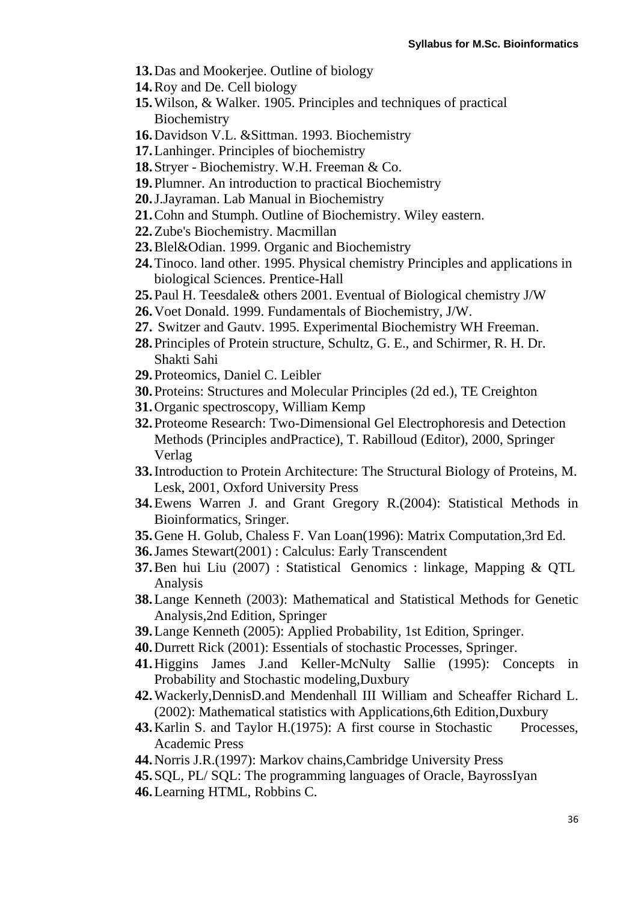13. Das and Mookerjee. Outline of biology
14. Roy and De. Cell biology
15. Wilson, & Walker. 1905. Principles and techniques of practical Biochemistry
16. Davidson V.L. &Sittman. 1993. Biochemistry
17. Lanhinger. Principles of biochemistry
18. Stryer - Biochemistry. W.H. Freeman & Co.
19. Plumner. An introduction to practical Biochemistry
20. J.Jayraman. Lab Manual in Biochemistry
21. Cohn and Stumph. Outline of Biochemistry. Wiley eastern.
22. Zube's Biochemistry. Macmillan
23. Blel&Odian. 1999. Organic and Biochemistry
24. Tinoco. land other. 1995. Physical chemistry Principles and applications in biological Sciences. Prentice-Hall
25. Paul H. Teesdale& others 2001. Eventual of Biological chemistry J/W
26. Voet Donald. 1999. Fundamentals of Biochemistry, J/W.
27. Switzer and Gautv. 1995. Experimental Biochemistry WH Freeman.
28. Principles of Protein structure, Schultz, G. E., and Schirmer, R. H. Dr. Shakti Sahi
29. Proteomics, Daniel C. Leibler
30. Proteins: Structures and Molecular Principles (2d ed.), TE Creighton
31. Organic spectroscopy, William Kemp
32. Proteome Research: Two-Dimensional Gel Electrophoresis and Detection Methods (Principles andPractice), T. Rabilloud (Editor), 2000, Springer Verlag
33. Introduction to Protein Architecture: The Structural Biology of Proteins, M. Lesk, 2001, Oxford University Press
34. Ewens Warren J. and Grant Gregory R.(2004): Statistical Methods in Bioinformatics, Sringer.
35. Gene H. Golub, Chaless F. Van Loan(1996): Matrix Computation,3rd Ed.
36. James Stewart(2001) : Calculus: Early Transcendent
37. Ben hui Liu (2007) : Statistical Genomics : linkage, Mapping & QTL Analysis
38. Lange Kenneth (2003): Mathematical and Statistical Methods for Genetic Analysis,2nd Edition, Springer
39. Lange Kenneth (2005): Applied Probability, 1st Edition, Springer.
40. Durett Rick (2001): Essentials of stochastic Processes, Springer.
41. Higgins James J.and Keller-McNulty Sallie (1995): Concepts in Probability and Stochastic modeling,Duxbury
42. Wackerly,DennisD.and Mendenhall III William and Scheaffer Richard L. (2002): Mathematical statistics with Applications,6th Edition,Duxbury
43. Karlin S. and Taylor H.(1975): A first course in Stochastic Processes, Academic Press
44. Norris J.R.(1997): Markov chains,Cambridge University Press
45. SQL, PL/ SQL: The programming languages of Oracle, BayrossIyan
46. Learning HTML, Robbins C.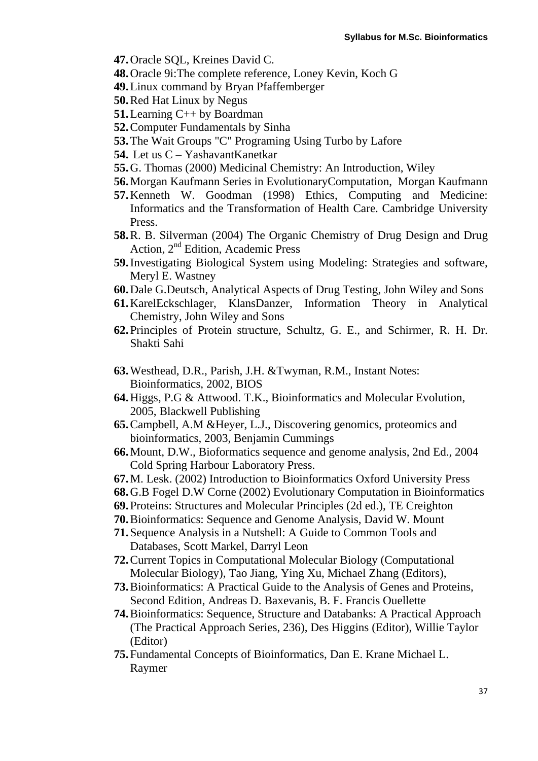47. Oracle SQL, Kreines David C.
48. Oracle 9i:The complete reference, Loney Kevin, Koch G
49. Linux command by Bryan Pfaffemberger
50. Red Hat Linux by Negus
51. Learning C++ by Boardman
52. Computer Fundamentals by Sinha
53. The Wait Groups "C" Programing Using Turbo by Lafore
54. Let us C – YashavantKanetkar
55. G. Thomas (2000) Medicinal Chemistry: An Introduction, Wiley
56. Morgan Kaufmann Series in EvolutionaryComputation, Morgan Kaufmann
57. Kenneth W. Goodman (1998) Ethics, Computing and Medicine: Informatics and the Transformation of Health Care. Cambridge University Press.
58. R. B. Silverman (2004) The Organic Chemistry of Drug Design and Drug Action, 2nd Edition, Academic Press
59. Investigating Biological System using Modeling: Strategies and software, Meryl E. Wastney
60. Dale G.Deutsch, Analytical Aspects of Drug Testing, John Wiley and Sons
61. KarelEckschlager, KlansDanzer, Information Theory in Analytical Chemistry, John Wiley and Sons
62. Principles of Protein structure, Schultz, G. E., and Schirmer, R. H. Dr. Shakti Sahi
63. Westhead, D.R., Parish, J.H. &Twyman, R.M., Instant Notes: Bioinformatics, 2002, BIOS
64. Higgs, P.G & Attwood. T.K., Bioinformatics and Molecular Evolution, 2005, Blackwell Publishing
65. Campbell, A.M &Heyer, L.J., Discovering genomics, proteomics and bioinformatics, 2003, Benjamin Cummings
66. Mount, D.W., Bioformatics sequence and genome analysis, 2nd Ed., 2004 Cold Spring Harbour Laboratory Press.
67. M. Lesk. (2002) Introduction to Bioinformatics Oxford University Press
68. G.B Fogel D.W Corne (2002) Evolutionary Computation in Bioinformatics
69. Proteins: Structures and Molecular Principles (2d ed.), TE Creighton
70. Bioinformatics: Sequence and Genome Analysis, David W. Mount
71. Sequence Analysis in a Nutshell: A Guide to Common Tools and Databases, Scott Markel, Darryl Leon
72. Current Topics in Computational Molecular Biology (Computational Molecular Biology), Tao Jiang, Ying Xu, Michael Zhang (Editors),
73. Bioinformatics: A Practical Guide to the Analysis of Genes and Proteins, Second Edition, Andreas D. Baxevanis, B. F. Francis Ouellette
74. Bioinformatics: Sequence, Structure and Databanks: A Practical Approach (The Practical Approach Series, 236), Des Higgins (Editor), Willie Taylor (Editor)
75. Fundamental Concepts of Bioinformatics, Dan E. Krane Michael L. Raymer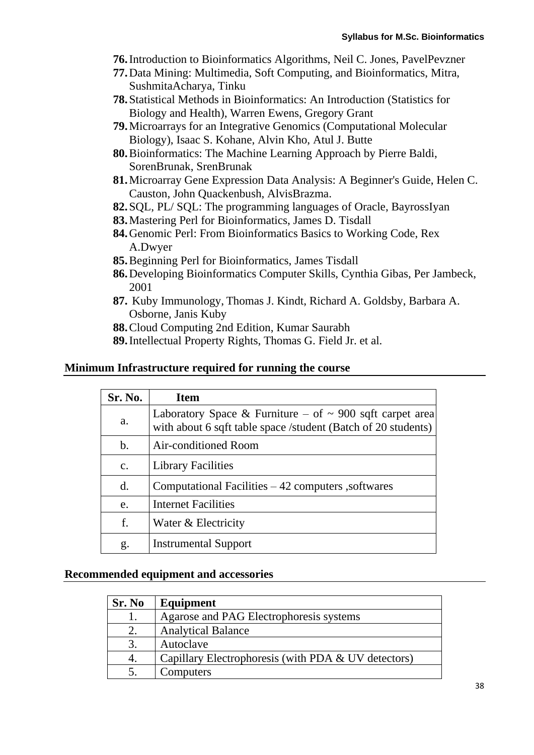76. Introduction to Bioinformatics Algorithms, Neil C. Jones, PavelPevzner
77. Data Mining: Multimedia, Soft Computing, and Bioinformatics, Mitra, SushmitaAcharya, Tinku
78. Statistical Methods in Bioinformatics: An Introduction (Statistics for Biology and Health), Warren Ewens, Gregory Grant
79. Microarrays for an Integrative Genomics (Computational Molecular Biology), Isaac S. Kohane, Alvin Kho, Atul J. Butte
80. Bioinformatics: The Machine Learning Approach by Pierre Baldi, SorenBrunak, SrenBrunak
81. Microarray Gene Expression Data Analysis: A Beginner's Guide, Helen C. Causton, John Quackenbush, AlvisBrazma.
82. SQL, PL/ SQL: The programming languages of Oracle, BayrossIyan
83. Mastering Perl for Bioinformatics, James D. Tisdall
84. Genomic Perl: From Bioinformatics Basics to Working Code, Rex A.Dwyer
85. Beginning Perl for Bioinformatics, James Tisdall
86. Developing Bioinformatics Computer Skills, Cynthia Gibas, Per Jambeck, 2001
87. Kuby Immunology, Thomas J. Kindt, Richard A. Goldsby, Barbara A. Osborne, Janis Kuby
88. Cloud Computing 2nd Edition, Kumar Saurabh
89. Intellectual Property Rights, Thomas G. Field Jr. et al.

## Minimum Infrastructure required for running the course

| Sr. No. | Item |
|---|---|
| a. | Laboratory Space & Furniture – of ~ 900 sqft carpet area with about 6 sqft table space /student (Batch of 20 students) |
| b. | Air-conditioned Room |
| c. | Library Facilities |
| d. | Computational Facilities – 42 computers ,softwares |
| e. | Internet Facilities |
| f. | Water & Electricity |
| g. | Instrumental Support |

## Recommended equipment and accessories

| Sr. No | Equipment |
|---|---|
| 1. | Agarose and PAG Electrophoresis systems |
| 2. | Analytical Balance |
| 3. | Autoclave |
| 4. | Capillary Electrophoresis (with PDA & UV detectors) |
| 5. | Computers |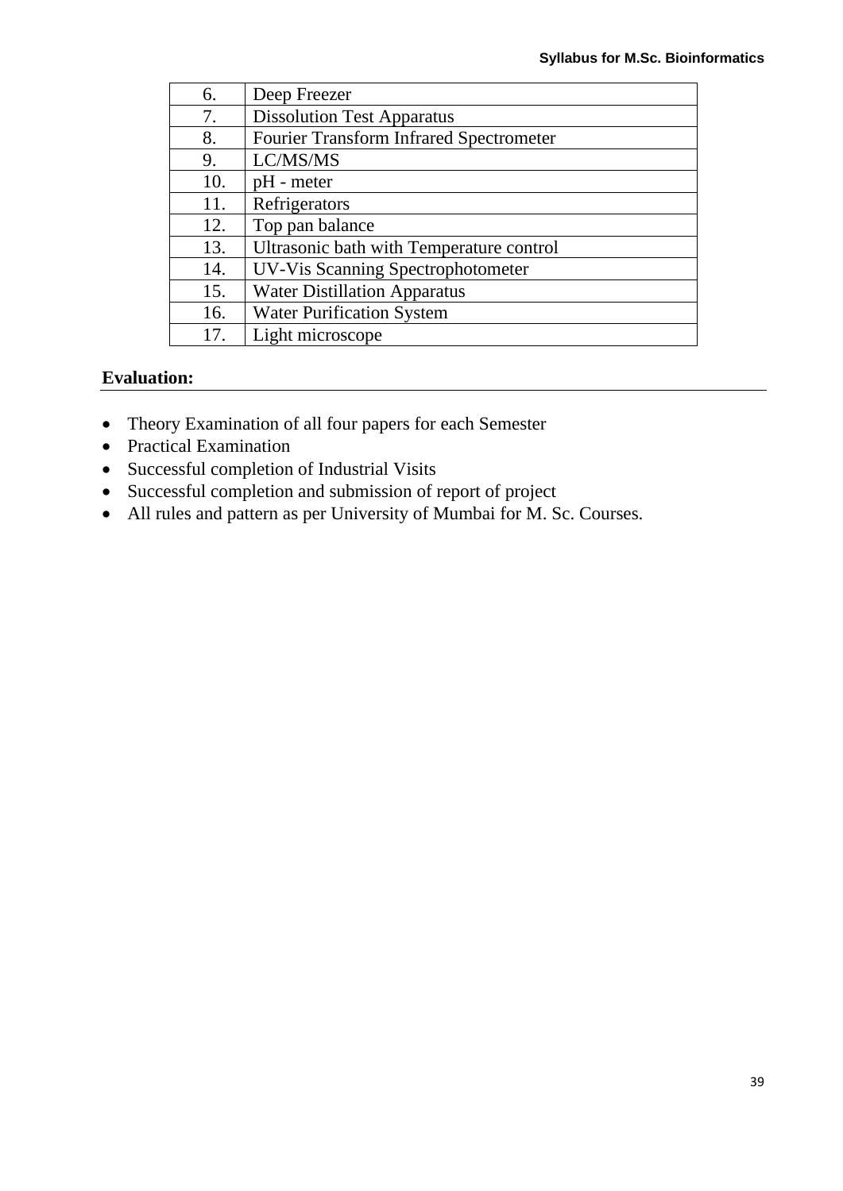| | |
|---|---|
| 6. | Deep Freezer |
| 7. | Dissolution Test Apparatus |
| 8. | Fourier Transform Infrared Spectrometer |
| 9. | LC/MS/MS |
| 10. | pH - meter |
| 11. | Refrigerators |
| 12. | Top pan balance |
| 13. | Ultrasonic bath with Temperature control |
| 14. | UV-Vis Scanning Spectrophotometer |
| 15. | Water Distillation Apparatus |
| 16. | Water Purification System |
| 17. | Light microscope |

**Evaluation:**

- Theory Examination of all four papers for each Semester
- Practical Examination
- Successful completion of Industrial Visits
- Successful completion and submission of report of project
- All rules and pattern as per University of Mumbai for M. Sc. Courses.